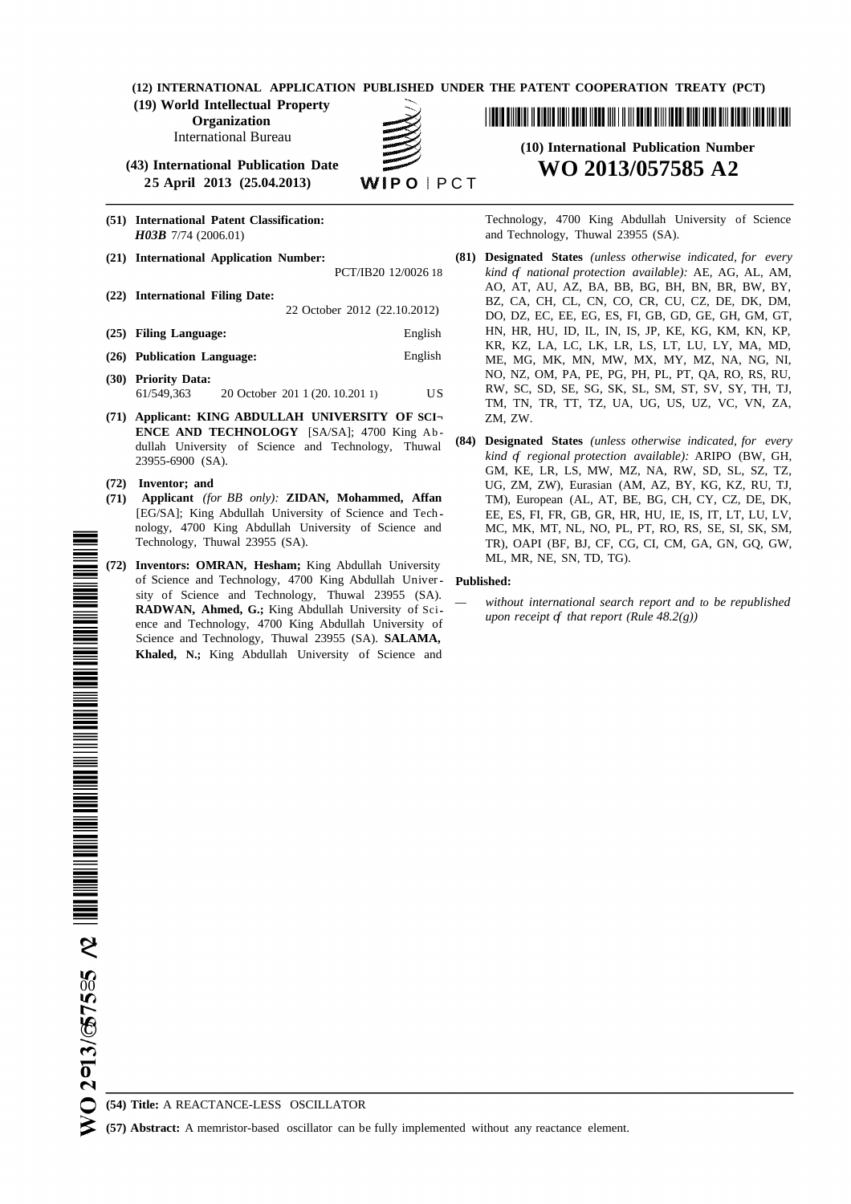(12) INTERNATIONAL APPLICATION PUBLISHED UNDER THE PATENT COOPERATION TREATY (PCT)

(19) World Intellectual Property Organization
International Bureau

(43) International Publication Date
25 April 2013 (25.04.2013)

WIPO | PCT

(10) International Publication Number
**WO 2013/057585 A2**

(51) International Patent Classification:
*H03B* 7/74 (2006.01)

(21) International Application Number:
PCT/IB2012/002618

(22) International Filing Date:
22 October 2012 (22.10.2012)

(25) Filing Language: English

(26) Publication Language: English

(30) Priority Data:
61/549,363 20 October 2011 (20.10.2011) US

(71) Applicant: **KING ABDULLAH UNIVERSITY OF SCIENCE AND TECHNOLOGY** [SA/SA]; 4700 King Abdullah University of Science and Technology, Thuwal 23955-6900 (SA).

(72) Inventor; and
(71) Applicant *(for BB only)*: **ZIDAN, Mohammed, Affan** [EG/SA]; King Abdullah University of Science and Technology, 4700 King Abdullah University of Science and Technology, Thuwal 23955 (SA).

(72) Inventors: **OMRAN, Hesham;** King Abdullah University of Science and Technology, 4700 King Abdullah University of Science and Technology, Thuwal 23955 (SA). **RADWAN, Ahmed, G.;** King Abdullah University of Science and Technology, 4700 King Abdullah University of Science and Technology, Thuwal 23955 (SA). **SALAMA, Khaled, N.;** King Abdullah University of Science and Technology, 4700 King Abdullah University of Science and Technology, Thuwal 23955 (SA).

(81) Designated States *(unless otherwise indicated, for every kind of national protection available)*: AE, AG, AL, AM, AO, AT, AU, AZ, BA, BB, BG, BH, BN, BR, BW, BY, BZ, CA, CH, CL, CN, CO, CR, CU, CZ, DE, DK, DM, DO, DZ, EC, EE, EG, ES, FI, GB, GD, GE, GH, GM, GT, HN, HR, HU, ID, IL, IN, IS, JP, KE, KG, KM, KN, KP, KR, KZ, LA, LC, LK, LR, LS, LT, LU, LY, MA, MD, ME, MG, MK, MN, MW, MX, MY, MZ, NA, NG, NI, NO, NZ, OM, PA, PE, PG, PH, PL, PT, QA, RO, RS, RU, RW, SC, SD, SE, SG, SK, SL, SM, ST, SV, SY, TH, TJ, TM, TN, TR, TT, TZ, UA, UG, US, UZ, VC, VN, ZA, ZM, ZW.

(84) Designated States *(unless otherwise indicated, for every kind of regional protection available)*: ARIPO (BW, GH, GM, KE, LR, LS, MW, MZ, NA, RW, SD, SL, SZ, TZ, UG, ZM, ZW), Eurasian (AM, AZ, BY, KG, KZ, RU, TJ, TM), European (AL, AT, BE, BG, CH, CY, CZ, DE, DK, EE, ES, FI, FR, GB, GR, HR, HU, IE, IS, IT, LT, LU, LV, MC, MK, MT, NL, NO, PL, PT, RO, RS, SE, SI, SK, SM, TR), OAPI (BF, BJ, CF, CG, CI, CM, GA, GN, GQ, GW, ML, MR, NE, SN, TD, TG).

**Published:**

— *without international search report and to be republished upon receipt of that report (Rule 48.2(g))*

(54) Title: A REACTANCE-LESS OSCILLATOR

(57) Abstract: A memristor-based oscillator can be fully implemented without any reactance element.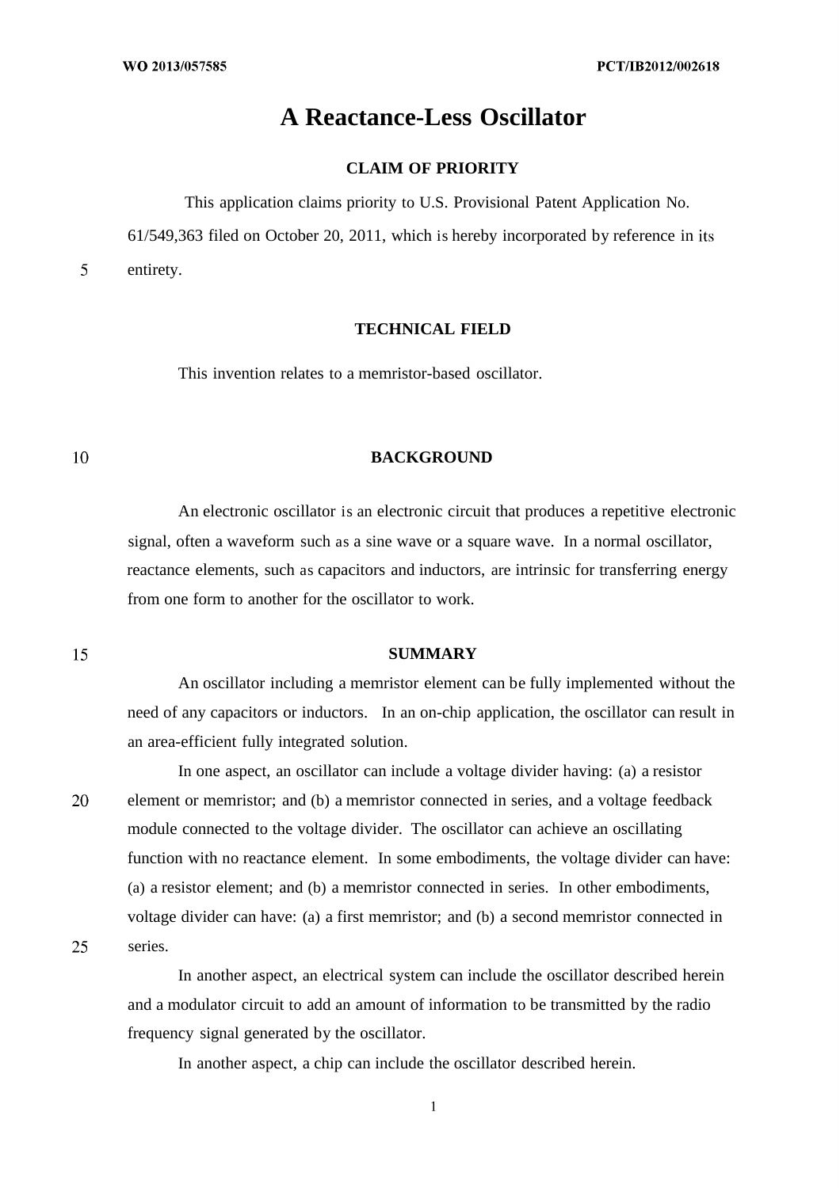# A Reactance-Less Oscillator

## CLAIM OF PRIORITY

This application claims priority to U.S. Provisional Patent Application No. 61/549,363 filed on October 20, 2011, which is hereby incorporated by reference in its entirety.

## TECHNICAL FIELD

This invention relates to a memristor-based oscillator.

## BACKGROUND

An electronic oscillator is an electronic circuit that produces a repetitive electronic signal, often a waveform such as a sine wave or a square wave. In a normal oscillator, reactance elements, such as capacitors and inductors, are intrinsic for transferring energy from one form to another for the oscillator to work.

## SUMMARY

An oscillator including a memristor element can be fully implemented without the need of any capacitors or inductors. In an on-chip application, the oscillator can result in an area-efficient fully integrated solution.

In one aspect, an oscillator can include a voltage divider having: (a) a resistor element or memristor; and (b) a memristor connected in series, and a voltage feedback module connected to the voltage divider. The oscillator can achieve an oscillating function with no reactance element. In some embodiments, the voltage divider can have: (a) a resistor element; and (b) a memristor connected in series. In other embodiments, voltage divider can have: (a) a first memristor; and (b) a second memristor connected in series.

In another aspect, an electrical system can include the oscillator described herein and a modulator circuit to add an amount of information to be transmitted by the radio frequency signal generated by the oscillator.

In another aspect, a chip can include the oscillator described herein.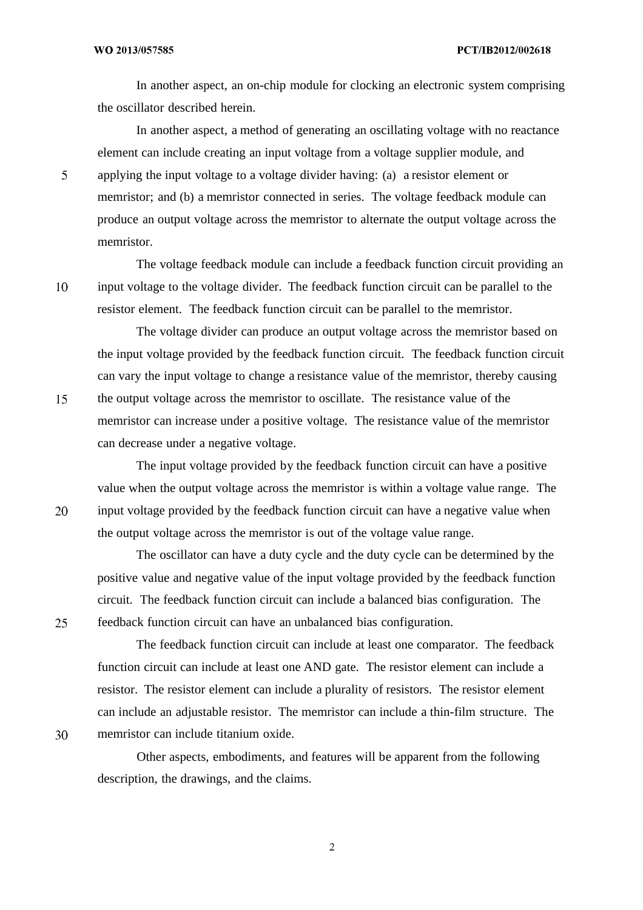In another aspect, an on-chip module for clocking an electronic system comprising the oscillator described herein.

In another aspect, a method of generating an oscillating voltage with no reactance element can include creating an input voltage from a voltage supplier module, and applying the input voltage to a voltage divider having: (a) a resistor element or memristor; and (b) a memristor connected in series. The voltage feedback module can produce an output voltage across the memristor to alternate the output voltage across the memristor.

The voltage feedback module can include a feedback function circuit providing an input voltage to the voltage divider. The feedback function circuit can be parallel to the resistor element. The feedback function circuit can be parallel to the memristor.

The voltage divider can produce an output voltage across the memristor based on the input voltage provided by the feedback function circuit. The feedback function circuit can vary the input voltage to change a resistance value of the memristor, thereby causing the output voltage across the memristor to oscillate. The resistance value of the memristor can increase under a positive voltage. The resistance value of the memristor can decrease under a negative voltage.

The input voltage provided by the feedback function circuit can have a positive value when the output voltage across the memristor is within a voltage value range. The input voltage provided by the feedback function circuit can have a negative value when the output voltage across the memristor is out of the voltage value range.

The oscillator can have a duty cycle and the duty cycle can be determined by the positive value and negative value of the input voltage provided by the feedback function circuit. The feedback function circuit can include a balanced bias configuration. The feedback function circuit can have an unbalanced bias configuration.

The feedback function circuit can include at least one comparator. The feedback function circuit can include at least one AND gate. The resistor element can include a resistor. The resistor element can include a plurality of resistors. The resistor element can include an adjustable resistor. The memristor can include a thin-film structure. The memristor can include titanium oxide.

Other aspects, embodiments, and features will be apparent from the following description, the drawings, and the claims.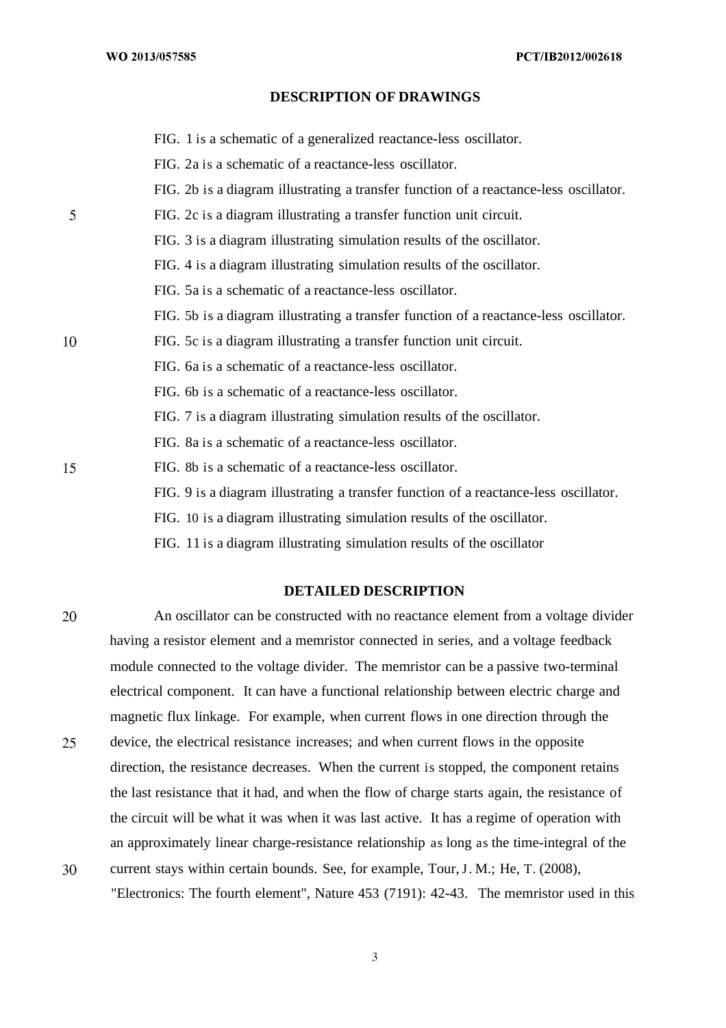## DESCRIPTION OF DRAWINGS

FIG. 1 is a schematic of a generalized reactance-less oscillator.

FIG. 2a is a schematic of a reactance-less oscillator.

FIG. 2b is a diagram illustrating a transfer function of a reactance-less oscillator.

FIG. 2c is a diagram illustrating a transfer function unit circuit.

FIG. 3 is a diagram illustrating simulation results of the oscillator.

FIG. 4 is a diagram illustrating simulation results of the oscillator.

FIG. 5a is a schematic of a reactance-less oscillator.

FIG. 5b is a diagram illustrating a transfer function of a reactance-less oscillator.

FIG. 5c is a diagram illustrating a transfer function unit circuit.

FIG. 6a is a schematic of a reactance-less oscillator.

FIG. 6b is a schematic of a reactance-less oscillator.

FIG. 7 is a diagram illustrating simulation results of the oscillator.

FIG. 8a is a schematic of a reactance-less oscillator.

FIG. 8b is a schematic of a reactance-less oscillator.

FIG. 9 is a diagram illustrating a transfer function of a reactance-less oscillator.

FIG. 10 is a diagram illustrating simulation results of the oscillator.

FIG. 11 is a diagram illustrating simulation results of the oscillator

## DETAILED DESCRIPTION

An oscillator can be constructed with no reactance element from a voltage divider having a resistor element and a memristor connected in series, and a voltage feedback module connected to the voltage divider. The memristor can be a passive two-terminal electrical component. It can have a functional relationship between electric charge and magnetic flux linkage. For example, when current flows in one direction through the device, the electrical resistance increases; and when current flows in the opposite direction, the resistance decreases. When the current is stopped, the component retains the last resistance that it had, and when the flow of charge starts again, the resistance of the circuit will be what it was when it was last active. It has a regime of operation with an approximately linear charge-resistance relationship as long as the time-integral of the current stays within certain bounds. See, for example, Tour, J. M.; He, T. (2008), "Electronics: The fourth element", Nature 453 (7191): 42-43. The memristor used in this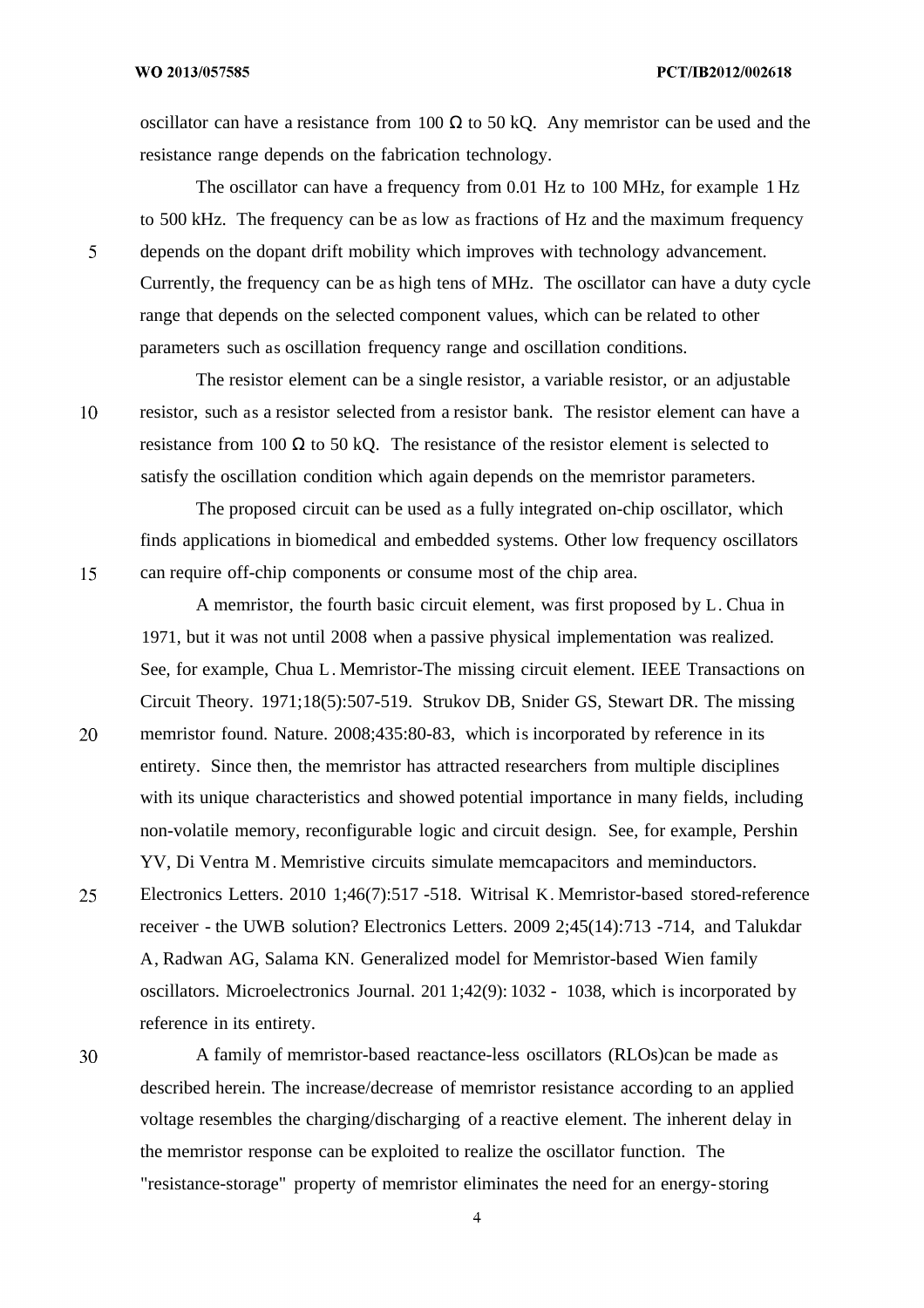oscillator can have a resistance from 100 Ω to 50 kQ. Any memristor can be used and the resistance range depends on the fabrication technology.

The oscillator can have a frequency from 0.01 Hz to 100 MHz, for example 1 Hz to 500 kHz. The frequency can be as low as fractions of Hz and the maximum frequency depends on the dopant drift mobility which improves with technology advancement. Currently, the frequency can be as high tens of MHz. The oscillator can have a duty cycle range that depends on the selected component values, which can be related to other parameters such as oscillation frequency range and oscillation conditions.

The resistor element can be a single resistor, a variable resistor, or an adjustable resistor, such as a resistor selected from a resistor bank. The resistor element can have a resistance from 100 Ω to 50 kQ. The resistance of the resistor element is selected to satisfy the oscillation condition which again depends on the memristor parameters.

The proposed circuit can be used as a fully integrated on-chip oscillator, which finds applications in biomedical and embedded systems. Other low frequency oscillators can require off-chip components or consume most of the chip area.

A memristor, the fourth basic circuit element, was first proposed by L. Chua in 1971, but it was not until 2008 when a passive physical implementation was realized. See, for example, Chua L. Memristor-The missing circuit element. IEEE Transactions on Circuit Theory. 1971;18(5):507-519. Strukov DB, Snider GS, Stewart DR. The missing memristor found. Nature. 2008;435:80-83, which is incorporated by reference in its entirety. Since then, the memristor has attracted researchers from multiple disciplines with its unique characteristics and showed potential importance in many fields, including non-volatile memory, reconfigurable logic and circuit design. See, for example, Pershin YV, Di Ventra M. Memristive circuits simulate memcapacitors and meminductors. Electronics Letters. 2010 1;46(7):517 -518. Witrisal K. Memristor-based stored-reference receiver - the UWB solution? Electronics Letters. 2009 2;45(14):713 -714, and Talukdar A, Radwan AG, Salama KN. Generalized model for Memristor-based Wien family oscillators. Microelectronics Journal. 201 1;42(9): 1032 - 1038, which is incorporated by reference in its entirety.

A family of memristor-based reactance-less oscillators (RLOs)can be made as described herein. The increase/decrease of memristor resistance according to an applied voltage resembles the charging/discharging of a reactive element. The inherent delay in the memristor response can be exploited to realize the oscillator function. The "resistance-storage" property of memristor eliminates the need for an energy-storing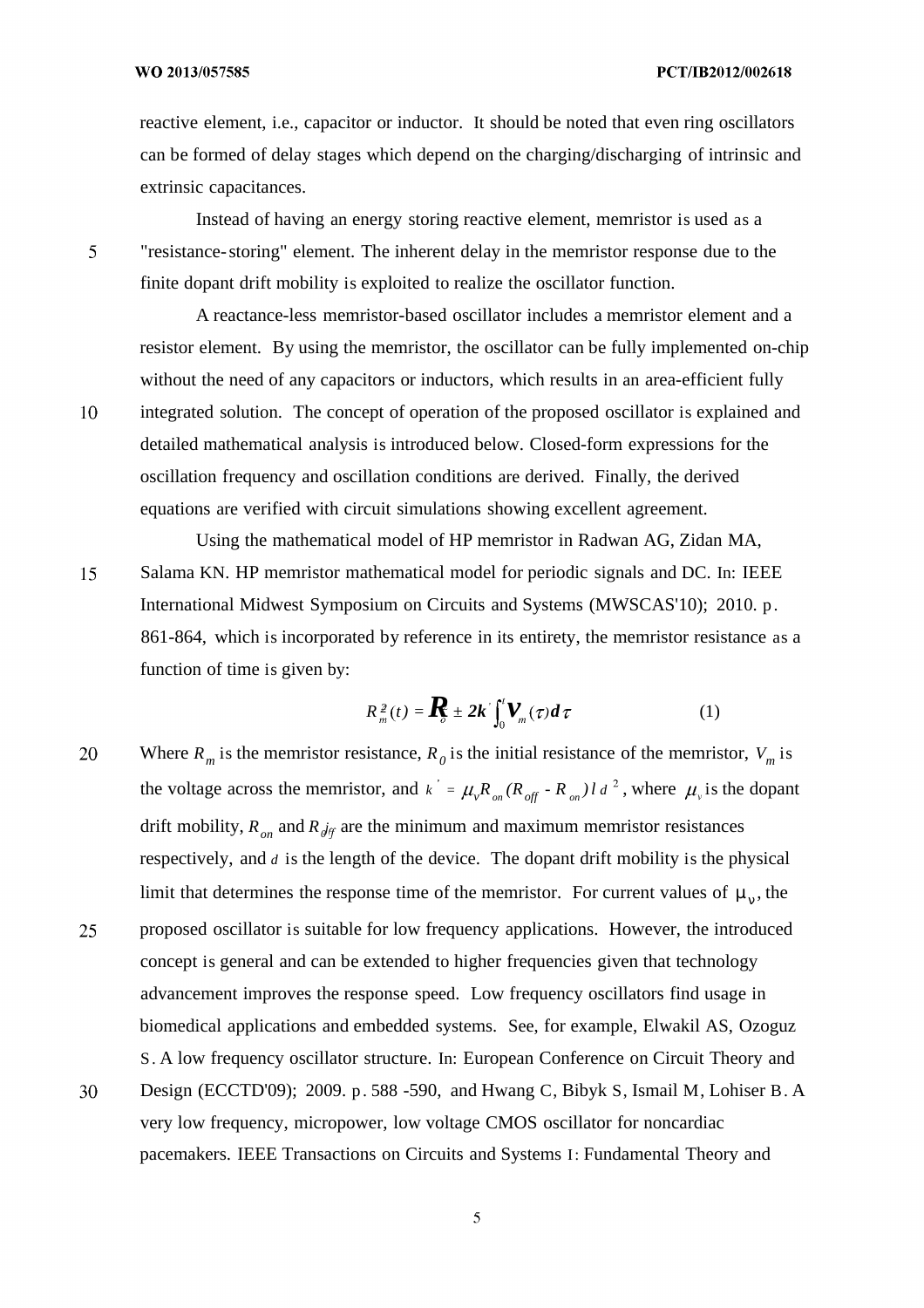reactive element, i.e., capacitor or inductor. It should be noted that even ring oscillators can be formed of delay stages which depend on the charging/discharging of intrinsic and extrinsic capacitances.

Instead of having an energy storing reactive element, memristor is used as a "resistance-storing" element. The inherent delay in the memristor response due to the finite dopant drift mobility is exploited to realize the oscillator function.

A reactance-less memristor-based oscillator includes a memristor element and a resistor element. By using the memristor, the oscillator can be fully implemented on-chip without the need of any capacitors or inductors, which results in an area-efficient fully integrated solution. The concept of operation of the proposed oscillator is explained and detailed mathematical analysis is introduced below. Closed-form expressions for the oscillation frequency and oscillation conditions are derived. Finally, the derived equations are verified with circuit simulations showing excellent agreement.

Using the mathematical model of HP memristor in Radwan AG, Zidan MA, Salama KN. HP memristor mathematical model for periodic signals and DC. In: IEEE International Midwest Symposium on Circuits and Systems (MWSCAS'10); 2010. p. 861-864, which is incorporated by reference in its entirety, the memristor resistance as a function of time is given by:

$$R_m^2(t) = R_o^2 \pm 2k' \int_0^t V_m(\tau) d\tau \qquad (1)$$

Where $R_m$ is the memristor resistance, $R_0$ is the initial resistance of the memristor, $V_m$ is the voltage across the memristor, and $k' = \mu_v R_{on}(R_{off} - R_{on}) / d^2$, where $\mu_v$ is the dopant drift mobility, $R_{on}$ and $R_{off}$ are the minimum and maximum memristor resistances respectively, and $d$ is the length of the device. The dopant drift mobility is the physical limit that determines the response time of the memristor. For current values of $\mu_v$, the proposed oscillator is suitable for low frequency applications. However, the introduced concept is general and can be extended to higher frequencies given that technology advancement improves the response speed. Low frequency oscillators find usage in biomedical applications and embedded systems. See, for example, Elwakil AS, Ozoguz S. A low frequency oscillator structure. In: European Conference on Circuit Theory and Design (ECCTD'09); 2009. p. 588 -590, and Hwang C, Bibyk S, Ismail M, Lohiser B. A very low frequency, micropower, low voltage CMOS oscillator for noncardiac pacemakers. IEEE Transactions on Circuits and Systems I: Fundamental Theory and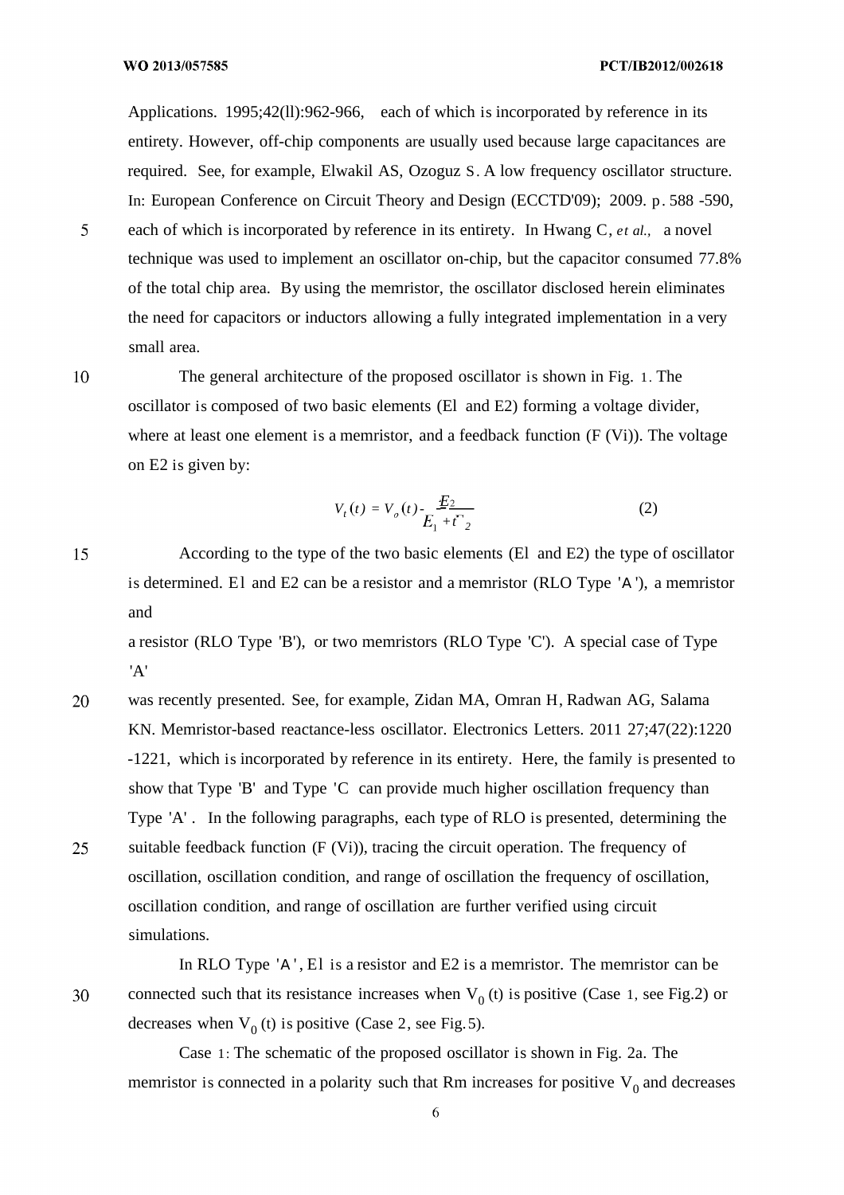Applications. 1995;42(ll):962-966, each of which is incorporated by reference in its entirety. However, off-chip components are usually used because large capacitances are required. See, for example, Elwakil AS, Ozoguz S. A low frequency oscillator structure. In: European Conference on Circuit Theory and Design (ECCTD'09); 2009. p. 588 -590, each of which is incorporated by reference in its entirety. In Hwang C, *et al.,* a novel technique was used to implement an oscillator on-chip, but the capacitor consumed 77.8% of the total chip area. By using the memristor, the oscillator disclosed herein eliminates the need for capacitors or inductors allowing a fully integrated implementation in a very small area.

The general architecture of the proposed oscillator is shown in Fig. 1. The oscillator is composed of two basic elements (El and E2) forming a voltage divider, where at least one element is a memristor, and a feedback function (F (Vi)). The voltage on E2 is given by:

$$V_t(t) = V_o(t) \cdot \frac{E_2}{E_1 + E_2} \qquad (2)$$

According to the type of the two basic elements (El and E2) the type of oscillator is determined. El and E2 can be a resistor and a memristor (RLO Type 'A'), a memristor and

a resistor (RLO Type 'B'), or two memristors (RLO Type 'C'). A special case of Type 'A'

was recently presented. See, for example, Zidan MA, Omran H, Radwan AG, Salama KN. Memristor-based reactance-less oscillator. Electronics Letters. 2011 27;47(22):1220 -1221, which is incorporated by reference in its entirety. Here, the family is presented to show that Type 'B' and Type 'C can provide much higher oscillation frequency than Type 'A'. In the following paragraphs, each type of RLO is presented, determining the suitable feedback function (F (Vi)), tracing the circuit operation. The frequency of oscillation, oscillation condition, and range of oscillation the frequency of oscillation, oscillation condition, and range of oscillation are further verified using circuit simulations.

In RLO Type 'A', El is a resistor and E2 is a memristor. The memristor can be connected such that its resistance increases when $V_0$ (t) is positive (Case 1, see Fig.2) or decreases when $V_0$ (t) is positive (Case 2, see Fig.5).

Case 1: The schematic of the proposed oscillator is shown in Fig. 2a. The memristor is connected in a polarity such that Rm increases for positive $V_0$ and decreases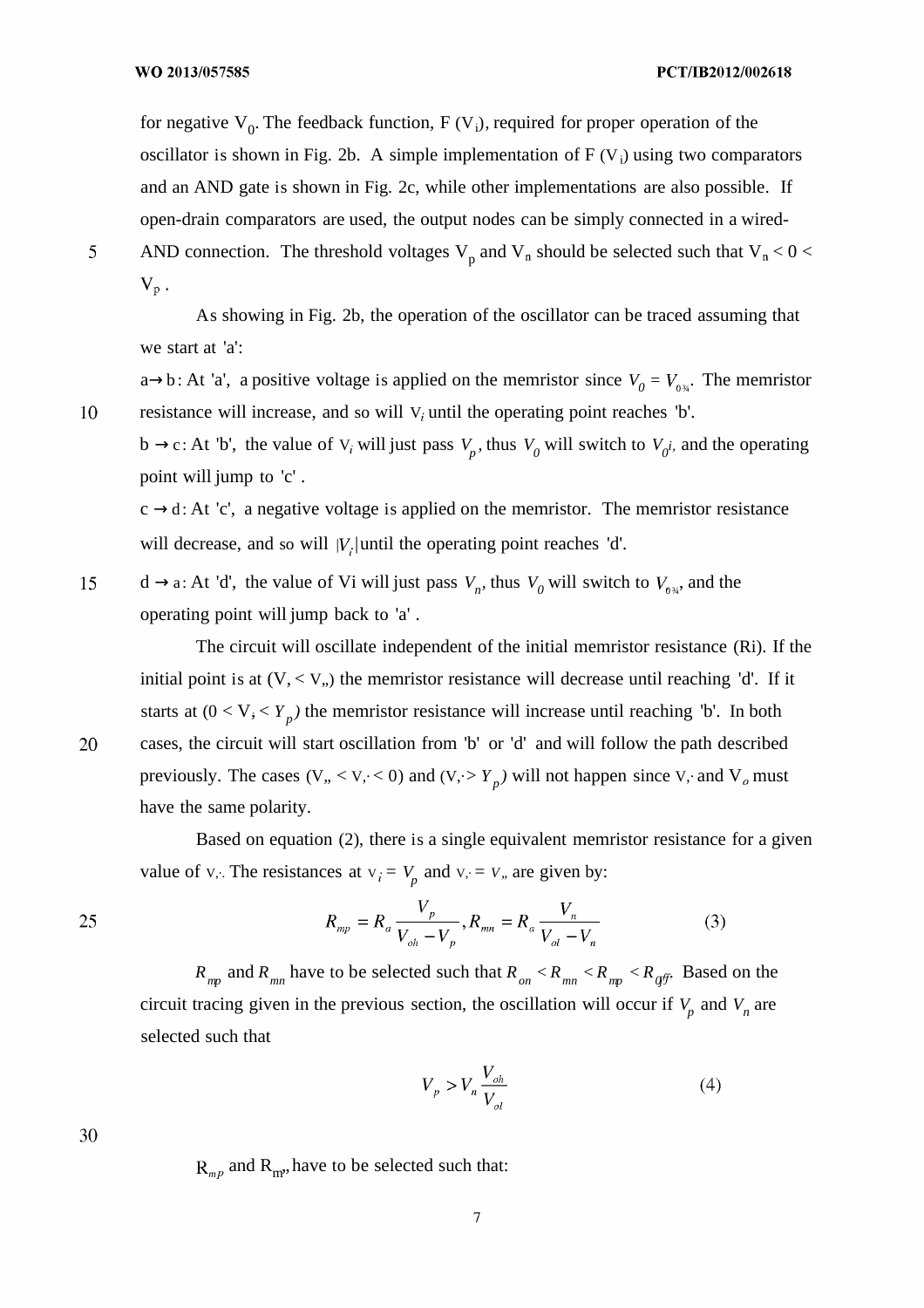for negative $V_0$. The feedback function, $F(V_i)$, required for proper operation of the oscillator is shown in Fig. 2b. A simple implementation of $F(V_i)$ using two comparators and an AND gate is shown in Fig. 2c, while other implementations are also possible. If open-drain comparators are used, the output nodes can be simply connected in a wired-AND connection. The threshold voltages $V_p$ and $V_n$ should be selected such that $V_n < 0 < V_p$.

As showing in Fig. 2b, the operation of the oscillator can be traced assuming that we start at 'a':

a→b: At 'a', a positive voltage is applied on the memristor since $V_0 = V_{0¾}$. The memristor resistance will increase, and so will $V_i$ until the operating point reaches 'b'.

b → c: At 'b', the value of $V_i$ will just pass $V_p$, thus $V_0$ will switch to $V_0i$, and the operating point will jump to 'c'.

c → d: At 'c', a negative voltage is applied on the memristor. The memristor resistance will decrease, and so will $|V_i|$ until the operating point reaches 'd'.

d → a: At 'd', the value of Vi will just pass $V_n$, thus $V_0$ will switch to $V_{0¾}$, and the operating point will jump back to 'a'.

The circuit will oscillate independent of the initial memristor resistance (Ri). If the initial point is at (V, < V„) the memristor resistance will decrease until reaching 'd'. If it starts at (0 < V, < $Y_p$) the memristor resistance will increase until reaching 'b'. In both cases, the circuit will start oscillation from 'b' or 'd' and will follow the path described previously. The cases (V„ < V,· < 0) and (V,·> $Y_p$) will not happen since V,· and $V_o$ must have the same polarity.

Based on equation (2), there is a single equivalent memristor resistance for a given value of V,·. The resistances at $V_i = V_p$ and V,· = V„ are given by:

$$R_{mp} = R_a \frac{V_p}{V_{oh} - V_p}, R_{mn} = R_a \frac{V_n}{V_{ol} - V_n} \tag{3}$$

$R_{mp}$ and $R_{mn}$ have to be selected such that $R_{on} < R_{mn} < R_{mp} < R_{0ff}$. Based on the circuit tracing given in the previous section, the oscillation will occur if $V_p$ and $V_n$ are selected such that

$$V_p > V_n \frac{V_{oh}}{V_{ol}} \tag{4}$$

$R_{mp}$ and $R_{m''}$, have to be selected such that: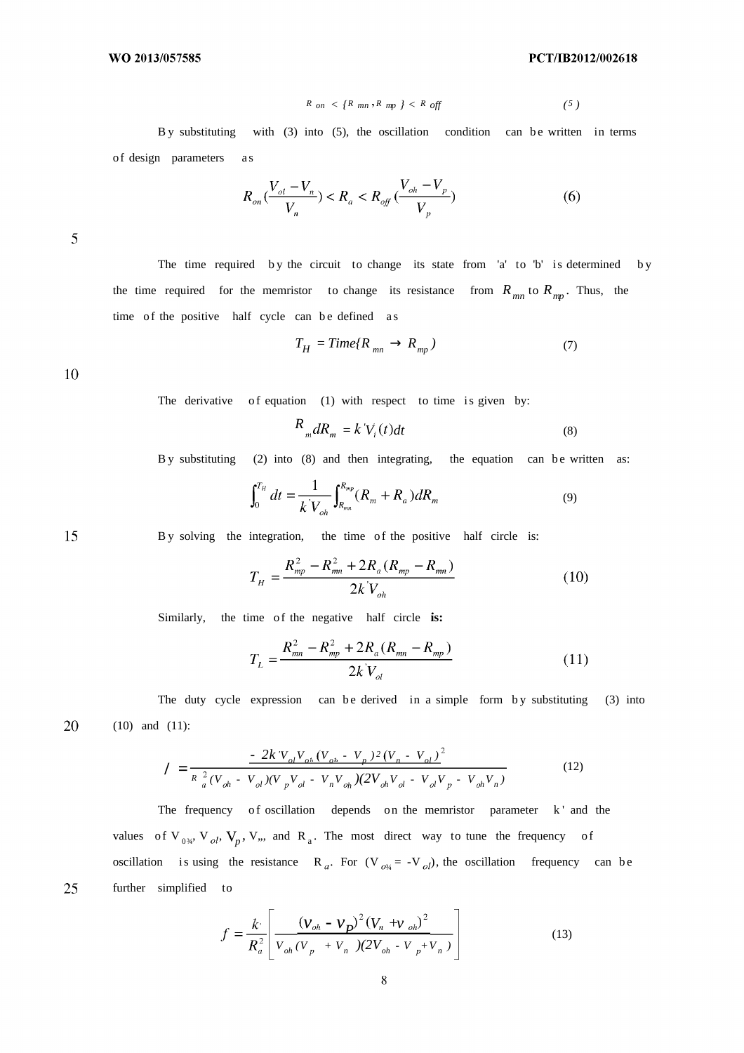$$R_{on} < \{R_{mn}, R_{mp}\} < R_{off} \qquad (5)$$

By substituting with (3) into (5), the oscillation condition can be written in terms of design parameters as

$$R_{on}\left(\frac{V_{ol}-V_n}{V_n}\right) < R_a < R_{off}\left(\frac{V_{oh}-V_p}{V_p}\right) \qquad (6)$$

The time required by the circuit to change its state from 'a' to 'b' is determined by the time required for the memristor to change its resistance from $R_{mn}$ to $R_{mp}$. Thus, the time of the positive half cycle can be defined as

$$T_H = Time\{R_{mn} \rightarrow R_{mp}) \qquad (7)$$

The derivative of equation (1) with respect to time is given by:

$$R_m dR_m = k' V_i(t) dt \qquad (8)$$

By substituting (2) into (8) and then integrating, the equation can be written as:

$$\int_0^{T_H} dt = \frac{1}{k' V_{oh}} \int_{R_{mn}}^{R_{mp}} (R_m + R_a) dR_m \qquad (9)$$

By solving the integration, the time of the positive half circle is:

$$T_H = \frac{R_{mp}^2 - R_{mn}^2 + 2R_a(R_{mp} - R_{mn})}{2k' V_{oh}} \qquad (10)$$

Similarly, the time of the negative half circle **is:**

$$T_L = \frac{R_{mn}^2 - R_{mp}^2 + 2R_a(R_{mn} - R_{mp})}{2k' V_{ol}} \qquad (11)$$

The duty cycle expression can be derived in a simple form by substituting (3) into (10) and (11):

$$/ = \frac{-2k' V_{ol} V_{oh} (V_{oh} - V_p)^2 (V_n - V_{ol})^2}{R_a^2 (V_{oh} - V_{ol})(V_p V_{ol} - V_n V_{oh})(2V_{oh} V_{ol} - V_{ol} V_p - V_{oh} V_n)} \qquad (12)$$

The frequency of oscillation depends on the memristor parameter $k'$ and the values of $V_{oh}$, $V_{ol}$, $V_p$, $V_n$, and $R_a$. The most direct way to tune the frequency of oscillation is using the resistance $R_a$. For ($V_{oh} = -V_{ol}$), the oscillation frequency can be further simplified to

$$f = \frac{k'}{R_a^2}\left[\frac{(V_{oh} - V_p)^2 (V_n + V_{oh})^2}{V_{oh}(V_p + V_n)(2V_{oh} - V_p + V_n)}\right] \qquad (13)$$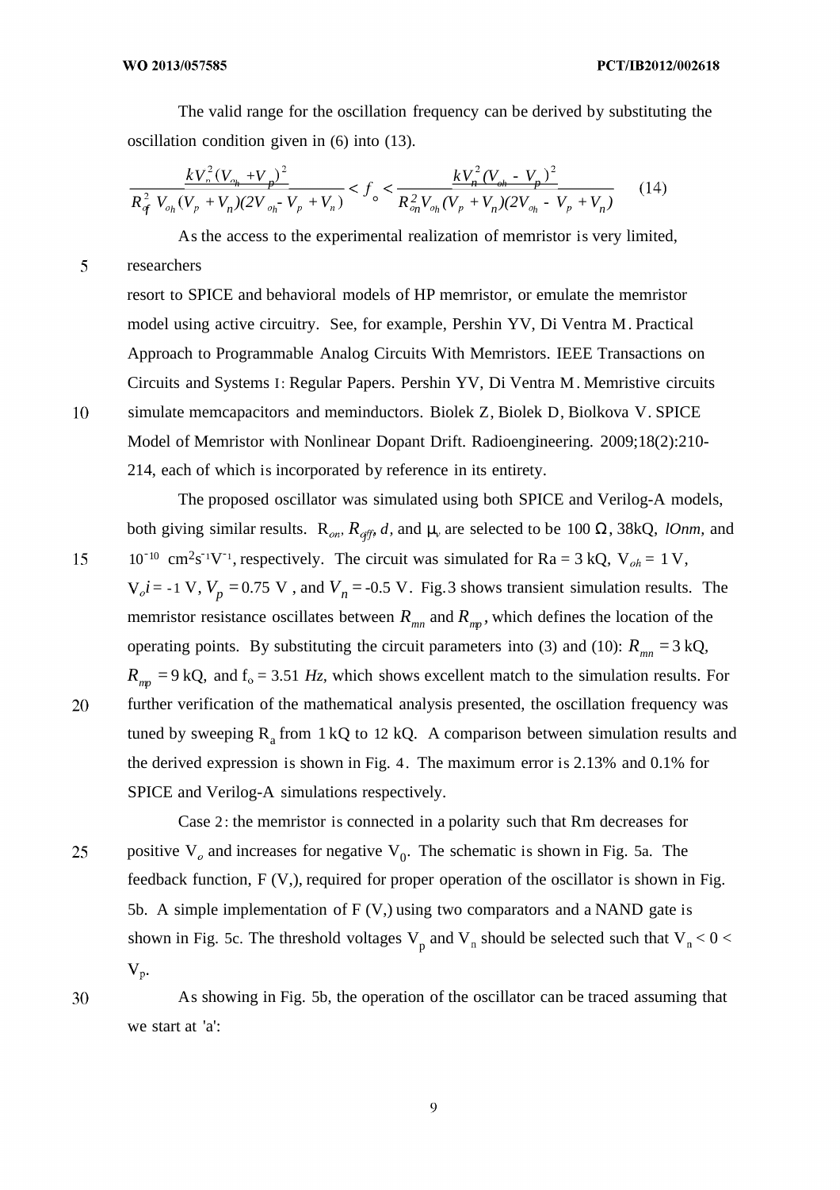The valid range for the oscillation frequency can be derived by substituting the oscillation condition given in (6) into (13).

$$\frac{kV_n^2(V_{oh}+V_p)^2}{R_{off}^2\,V_{oh}(V_p+V_n)(2V_{oh}-V_p+V_n)} < f_o < \frac{kV_n^2(V_{oh}-V_p)^2}{R_{on}^2 V_{oh}(V_p+V_n)(2V_{oh}-V_p+V_n)} \qquad (14)$$

As the access to the experimental realization of memristor is very limited, researchers

resort to SPICE and behavioral models of HP memristor, or emulate the memristor model using active circuitry. See, for example, Pershin YV, Di Ventra M. Practical Approach to Programmable Analog Circuits With Memristors. IEEE Transactions on Circuits and Systems I: Regular Papers. Pershin YV, Di Ventra M. Memristive circuits simulate memcapacitors and meminductors. Biolek Z, Biolek D, Biolkova V. SPICE Model of Memristor with Nonlinear Dopant Drift. Radioengineering. 2009;18(2):210-214, each of which is incorporated by reference in its entirety.

The proposed oscillator was simulated using both SPICE and Verilog-A models, both giving similar results. $R_{on}$, $R_{off}$, $d$, and $\mu_v$ are selected to be 100 Ω, 38kΩ, *lOnm*, and $10^{-10}$ $cm^2s^{-1}V^{-1}$, respectively. The circuit was simulated for Ra = 3 kΩ, $V_{oh}$ = 1 V, $V_{ol}$ = -1 V, $V_p$ = 0.75 V, and $V_n$ = -0.5 V. Fig.3 shows transient simulation results. The memristor resistance oscillates between $R_{mn}$ and $R_{mp}$, which defines the location of the operating points. By substituting the circuit parameters into (3) and (10): $R_{mn}$ = 3 kΩ, $R_{mp}$ = 9 kΩ, and $f_o$ = 3.51 *Hz*, which shows excellent match to the simulation results. For further verification of the mathematical analysis presented, the oscillation frequency was tuned by sweeping $R_a$ from 1 kΩ to 12 kΩ. A comparison between simulation results and the derived expression is shown in Fig. 4. The maximum error is 2.13% and 0.1% for SPICE and Verilog-A simulations respectively.

Case 2: the memristor is connected in a polarity such that Rm decreases for positive $V_o$ and increases for negative $V_0$. The schematic is shown in Fig. 5a. The feedback function, F (V,), required for proper operation of the oscillator is shown in Fig. 5b. A simple implementation of F (V,) using two comparators and a NAND gate is shown in Fig. 5c. The threshold voltages $V_p$ and $V_n$ should be selected such that $V_n < 0 < V_p$.

As showing in Fig. 5b, the operation of the oscillator can be traced assuming that we start at 'a':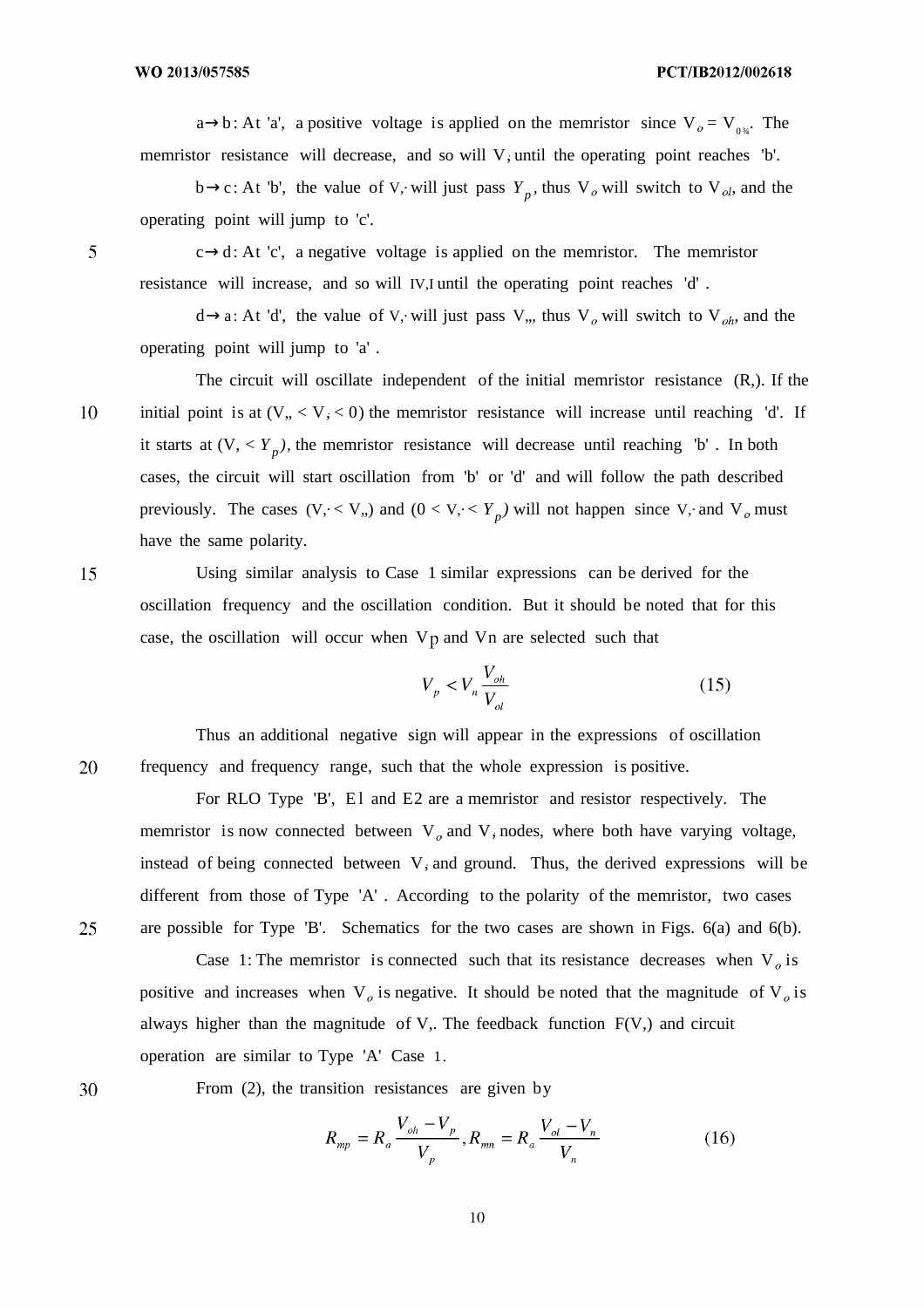$a \rightarrow b$: At 'a', a positive voltage is applied on the memristor since $V_o = V_{0¾}$. The memristor resistance will decrease, and so will $V_i$ until the operating point reaches 'b'.

$b \rightarrow c$: At 'b', the value of $V_i$ will just pass $Y_p$, thus $V_o$ will switch to $V_{ol}$, and the operating point will jump to 'c'.

$c \rightarrow d$: At 'c', a negative voltage is applied on the memristor. The memristor resistance will increase, and so will IV,I until the operating point reaches 'd' .

$d \rightarrow a$: At 'd', the value of $V_i$ will just pass $V_n$, thus $V_o$ will switch to $V_{oh}$, and the operating point will jump to 'a' .

The circuit will oscillate independent of the initial memristor resistance ($R_i$). If the initial point is at ($V_n < V_i < 0$) the memristor resistance will increase until reaching 'd'. If it starts at ($V_i < Y_p$), the memristor resistance will decrease until reaching 'b' . In both cases, the circuit will start oscillation from 'b' or 'd' and will follow the path described previously. The cases ($V_i < V_n$) and ($0 < V_i < Y_p$) will not happen since $V_i$ and $V_o$ must have the same polarity.

Using similar analysis to Case 1 similar expressions can be derived for the oscillation frequency and the oscillation condition. But it should be noted that for this case, the oscillation will occur when Vp and Vn are selected such that

$$V_p < V_n \frac{V_{oh}}{V_{ol}} \tag{15}$$

Thus an additional negative sign will appear in the expressions of oscillation frequency and frequency range, such that the whole expression is positive.

For RLO Type 'B', E1 and E2 are a memristor and resistor respectively. The memristor is now connected between $V_o$ and $V_i$ nodes, where both have varying voltage, instead of being connected between $V_i$ and ground. Thus, the derived expressions will be different from those of Type 'A' . According to the polarity of the memristor, two cases are possible for Type 'B'. Schematics for the two cases are shown in Figs. 6(a) and 6(b).

Case 1: The memristor is connected such that its resistance decreases when $V_o$ is positive and increases when $V_o$ is negative. It should be noted that the magnitude of $V_o$ is always higher than the magnitude of $V_i$. The feedback function $F(V_i)$ and circuit operation are similar to Type 'A' Case 1.

From (2), the transition resistances are given by

$$R_{mp} = R_a \frac{V_{oh} - V_p}{V_p}, R_{mn} = R_a \frac{V_{ol} - V_n}{V_n} \tag{16}$$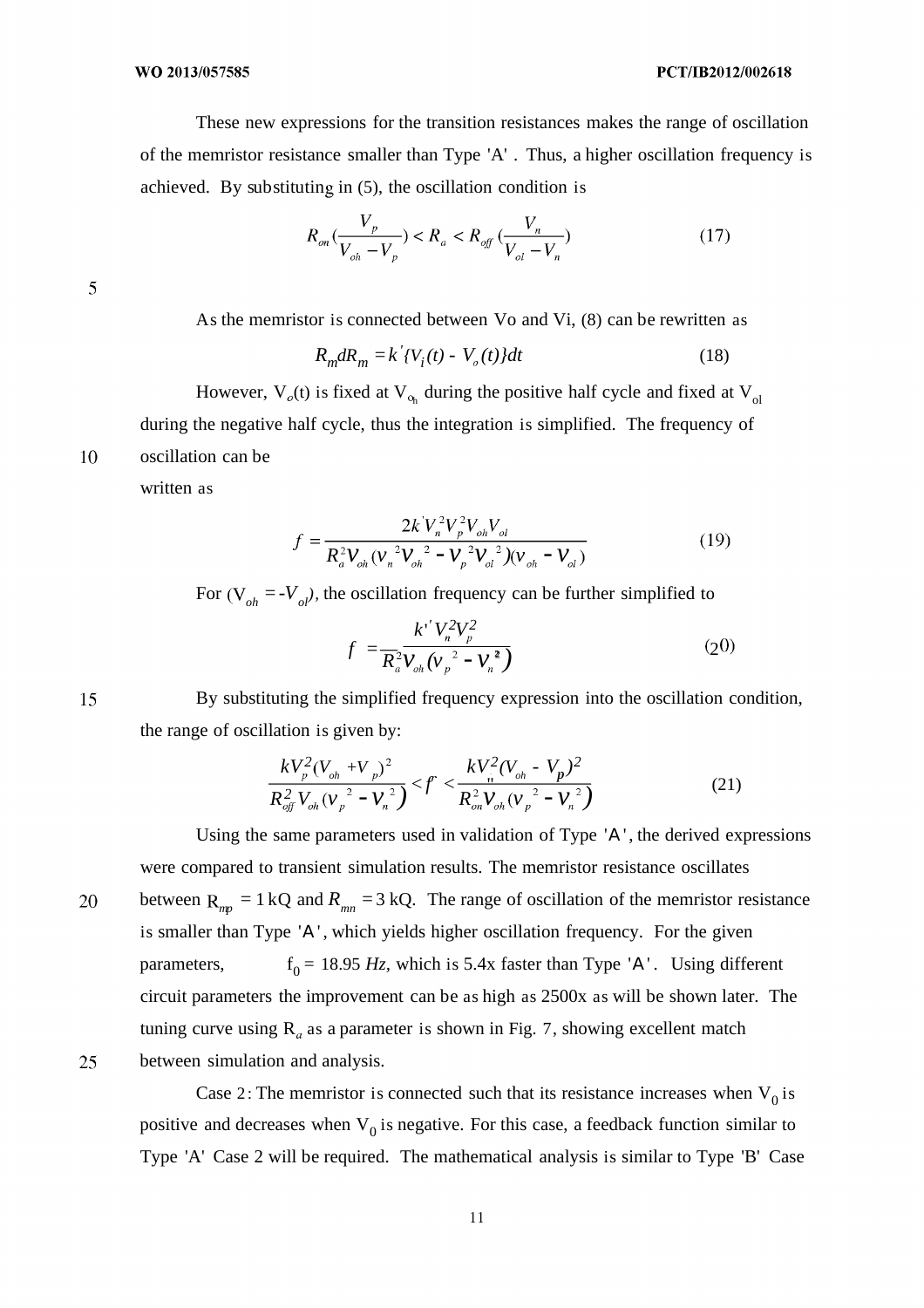These new expressions for the transition resistances makes the range of oscillation of the memristor resistance smaller than Type 'A' . Thus, a higher oscillation frequency is achieved. By substituting in (5), the oscillation condition is

$$R_{on}\left(\frac{V_p}{V_{oh} - V_p}\right) < R_a < R_{off}\left(\frac{V_n}{V_{ol} - V_n}\right) \tag{17}$$

As the memristor is connected between Vo and Vi, (8) can be rewritten as

$$R_m dR_m = k'\{V_i(t) - V_o(t)\}dt \tag{18}$$

However, $V_o(t)$ is fixed at $V_{oh}$ during the positive half cycle and fixed at $V_{ol}$ during the negative half cycle, thus the integration is simplified. The frequency of oscillation can be

written as

$$f = \frac{2k' V_n^2 V_p^2 V_{oh} V_{ol}}{R_a^2 V_{oh}(V_n^2 V_{oh}^2 - V_p^2 V_{ol}^2)(V_{oh} - V_{ol})} \tag{19}$$

For ($V_{oh} = -V_{ol}$), the oscillation frequency can be further simplified to

$$f = \frac{k'' V_n^2 V_p^2}{R_a^2 V_{oh}(V_p^2 - V_n^2)} \tag{20}$$

By substituting the simplified frequency expression into the oscillation condition, the range of oscillation is given by:

$$\frac{kV_p^2(V_{oh} + V_p)^2}{R_{off}^2 V_{oh}(V_p^2 - V_n^2)} < f < \frac{kV_n^2(V_{oh} - V_p)^2}{R_{on}^2 V_{oh}(V_p^2 - V_n^2)} \tag{21}$$

Using the same parameters used in validation of Type 'A', the derived expressions were compared to transient simulation results. The memristor resistance oscillates between $R_{mp}$ = 1 kΩ and $R_{mn}$ = 3 kΩ. The range of oscillation of the memristor resistance is smaller than Type 'A', which yields higher oscillation frequency. For the given parameters, $f_0$ = 18.95 *Hz*, which is 5.4x faster than Type 'A'. Using different circuit parameters the improvement can be as high as 2500x as will be shown later. The tuning curve using $R_a$ as a parameter is shown in Fig. 7, showing excellent match between simulation and analysis.

Case 2: The memristor is connected such that its resistance increases when $V_0$ is positive and decreases when $V_0$ is negative. For this case, a feedback function similar to Type 'A' Case 2 will be required. The mathematical analysis is similar to Type 'B' Case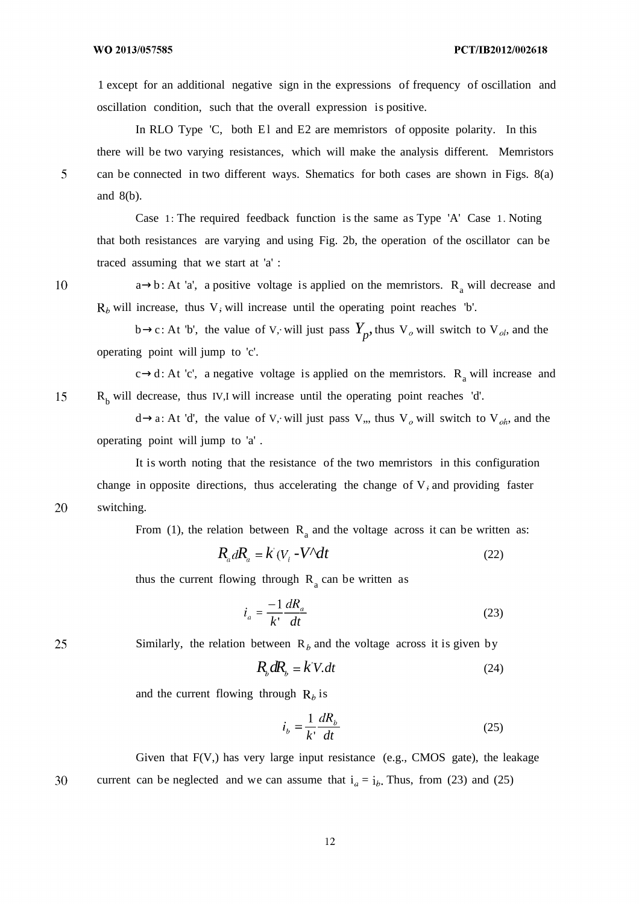1 except for an additional negative sign in the expressions of frequency of oscillation and oscillation condition, such that the overall expression is positive.

In RLO Type 'C, both E1 and E2 are memristors of opposite polarity. In this there will be two varying resistances, which will make the analysis different. Memristors can be connected in two different ways. Shematics for both cases are shown in Figs. 8(a) and 8(b).

Case 1: The required feedback function is the same as Type 'A' Case 1. Noting that both resistances are varying and using Fig. 2b, the operation of the oscillator can be traced assuming that we start at 'a' :

a→b: At 'a', a positive voltage is applied on the memristors. $R_a$ will decrease and $R_b$ will increase, thus $V_i$ will increase until the operating point reaches 'b'.

b→c: At 'b', the value of $V_i$ will just pass $Y_p$, thus $V_o$ will switch to $V_{ol}$, and the operating point will jump to 'c'.

c→d: At 'c', a negative voltage is applied on the memristors. $R_a$ will increase and $R_b$ will decrease, thus IV,I will increase until the operating point reaches 'd'.

d→a: At 'd', the value of $V_i$ will just pass V,,, thus $V_o$ will switch to $V_{oh}$, and the operating point will jump to 'a' .

It is worth noting that the resistance of the two memristors in this configuration change in opposite directions, thus accelerating the change of $V_i$ and providing faster switching.

From (1), the relation between $R_a$ and the voltage across it can be written as:

$$R_a dR_a = k'(V_i - V^\wedge dt \tag{22}$$

thus the current flowing through $R_a$ can be written as

$$i_a = \frac{-1}{k'}\frac{dR_a}{dt} \tag{23}$$

Similarly, the relation between $R_b$ and the voltage across it is given by

$$R_b dR_b = k' V.dt \tag{24}$$

and the current flowing through $R_b$ is

$$i_b = \frac{1}{k'}\frac{dR_b}{dt} \tag{25}$$

Given that F(V,) has very large input resistance (e.g., CMOS gate), the leakage current can be neglected and we can assume that $i_a = i_b$. Thus, from (23) and (25)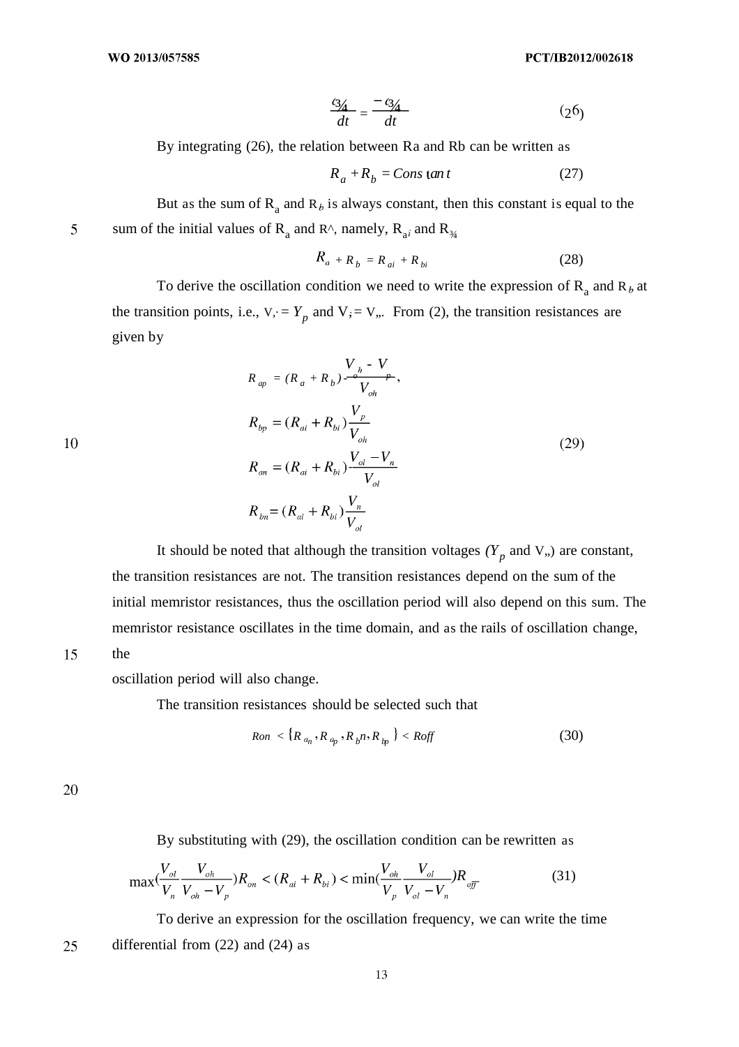$$\frac{c\frac{3}{4}}{dt} = \frac{-c\frac{3}{4}}{dt} \tag{26}$$

By integrating (26), the relation between Ra and Rb can be written as

$$R_a + R_b = Constant \tag{27}$$

But as the sum of $R_a$ and $R_b$ is always constant, then this constant is equal to the sum of the initial values of $R_a$ and R^, namely, $R_{ai}$ and $R_{\frac{3}{4}}$

$$R_a + R_b = R_{ai} + R_{bi} \tag{28}$$

To derive the oscillation condition we need to write the expression of $R_a$ and $R_b$ at the transition points, i.e., $V_r = Y_p$ and $V_r = V_n$. From (2), the transition resistances are given by

$$\begin{aligned}
R_{ap} &= (R_a + R_b)\frac{V_{oh} - V_p}{V_{oh}}, \\
R_{bp} &= (R_{ai} + R_{bi})\frac{V_p}{V_{oh}} \\
R_{an} &= (R_{ai} + R_{bi})\frac{V_{ol} - V_n}{V_{ol}} \\
R_{bn} &= (R_{ai} + R_{bi})\frac{V_n}{V_{ol}}
\end{aligned} \tag{29}$$

It should be noted that although the transition voltages ($Y_p$ and $V_n$) are constant, the transition resistances are not. The transition resistances depend on the sum of the initial memristor resistances, thus the oscillation period will also depend on this sum. The memristor resistance oscillates in the time domain, and as the rails of oscillation change, the

oscillation period will also change.

The transition resistances should be selected such that

$$Ron < \{R_{a_n}, R_{a_p}, R_{b}n, R_{bp}\} < Roff \tag{30}$$

By substituting with (29), the oscillation condition can be rewritten as

$$\max\left(\frac{V_{ol}}{V_n}\frac{V_{oh}}{V_{oh} - V_p}\right)R_{on} < (R_{ai} + R_{bi}) < \min\left(\frac{V_{oh}}{V_p}\frac{V_{ol}}{V_{ol} - V_n}\right)R_{off} \tag{31}$$

To derive an expression for the oscillation frequency, we can write the time differential from (22) and (24) as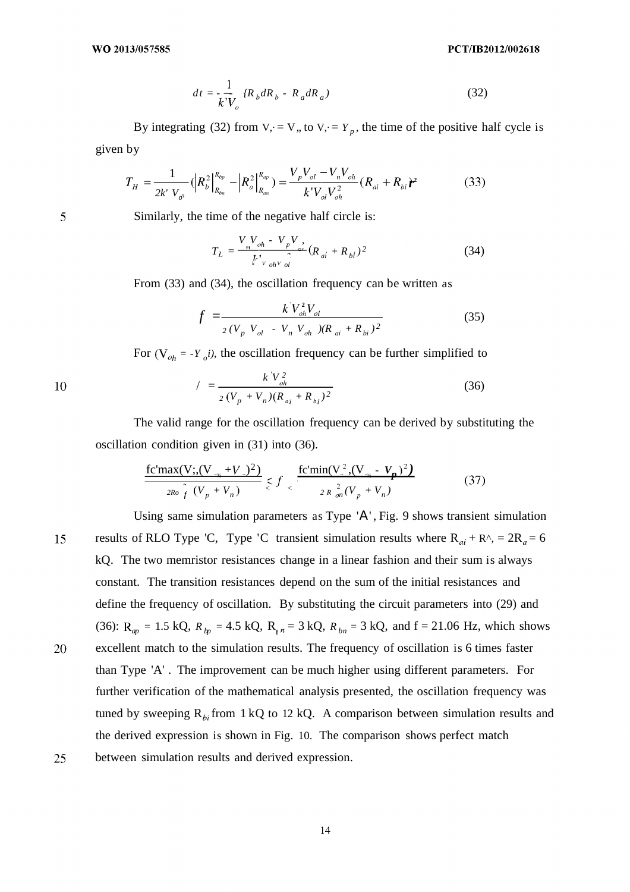$$dt = -\frac{1}{k'V_o}\left(R_b dR_b - R_a dR_a\right) \tag{32}$$

By integrating (32) from $V_c = V_n$ to $V_c = V_p$, the time of the positive half cycle is given by

$$T_H = \frac{1}{2k' V_o}\left(\left|R_b^2\right|_{R_{bn}}^{R_{bp}} - \left|R_a^2\right|_{R_{an}}^{R_{ap}}\right) = \frac{V_p V_{ol} - V_n V_{oh}}{k' V_{ol} V_{oh}^2}(R_{ai} + R_{bi})^2 \tag{33}$$

Similarly, the time of the negative half circle is:

$$T_L = \frac{V_n V_{oh} - V_p V_{ol}}{k' V_{oh} V_{ol}^2}(R_{ai} + R_{bi})^2 \tag{34}$$

From (33) and (34), the oscillation frequency can be written as

$$f = \frac{k' V_{oh}^2 V_{ol}}{2(V_p V_{ol} - V_n V_{oh})(R_{ai} + R_{bi})^2} \tag{35}$$

For ($V_{oh} = -V_{ol}$), the oscillation frequency can be further simplified to

$$f = \frac{k' V_{oh}^2}{2(V_p + V_n)(R_{ai} + R_{bi})^2} \tag{36}$$

The valid range for the oscillation frequency can be derived by substituting the oscillation condition given in (31) into (36).

$$\frac{k' \max(V_{oh}^2, (V_{oh} + V_n)^2)}{2R_{off}^2 (V_p + V_n)} \leq f < \frac{k' \min(V_{oh}^2, (V_{oh} - V_p)^2)}{2R_{on}^2 (V_p + V_n)} \tag{37}$$

Using same simulation parameters as Type 'A', Fig. 9 shows transient simulation results of RLO Type 'C', Type 'C' transient simulation results where $R_{ai} + R_{bi} = 2R_a = 6$ kΩ. The two memristor resistances change in a linear fashion and their sum is always constant. The transition resistances depend on the sum of the initial resistances and define the frequency of oscillation. By substituting the circuit parameters into (29) and (36): $R_{ap} = 1.5$ kΩ, $R_{bp} = 4.5$ kΩ, $R_{an} = 3$ kΩ, $R_{bn} = 3$ kΩ, and f = 21.06 Hz, which shows excellent match to the simulation results. The frequency of oscillation is 6 times faster than Type 'A'. The improvement can be much higher using different parameters. For further verification of the mathematical analysis presented, the oscillation frequency was tuned by sweeping $R_{bi}$ from 1 kΩ to 12 kΩ. A comparison between simulation results and the derived expression is shown in Fig. 10. The comparison shows perfect match between simulation results and derived expression.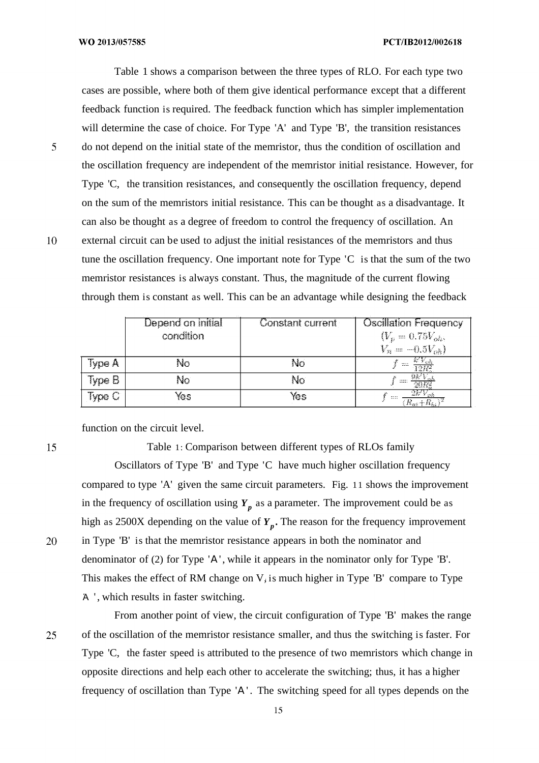Table 1 shows a comparison between the three types of RLO. For each type two cases are possible, where both of them give identical performance except that a different feedback function is required. The feedback function which has simpler implementation will determine the case of choice. For Type 'A' and Type 'B', the transition resistances do not depend on the initial state of the memristor, thus the condition of oscillation and the oscillation frequency are independent of the memristor initial resistance. However, for Type 'C, the transition resistances, and consequently the oscillation frequency, depend on the sum of the memristors initial resistance. This can be thought as a disadvantage. It can also be thought as a degree of freedom to control the frequency of oscillation. An external circuit can be used to adjust the initial resistances of the memristors and thus tune the oscillation frequency. One important note for Type 'C is that the sum of the two memristor resistances is always constant. Thus, the magnitude of the current flowing through them is constant as well. This can be an advantage while designing the feedback

| | Depend on initial condition | Constant current | Oscillation Frequency ($V_p = 0.75V_{oh}$, $V_n = -0.5V_{oh}$) |
|---|---|---|---|
| Type A | No | No | $f = \frac{kV_{oh}}{12R_s^2}$ |
| Type B | No | No | $f = \frac{9kV_{oh}}{20R_s^2}$ |
| Type C | Yes | Yes | $f = \frac{2kV_{oh}}{(R_{ai}+R_{bi})^2}$ |

function on the circuit level.

Table 1: Comparison between different types of RLOs family

Oscillators of Type 'B' and Type 'C have much higher oscillation frequency compared to type 'A' given the same circuit parameters. Fig. 11 shows the improvement in the frequency of oscillation using $Y_p$ as a parameter. The improvement could be as high as 2500X depending on the value of $Y_p$. The reason for the frequency improvement in Type 'B' is that the memristor resistance appears in both the nominator and denominator of (2) for Type 'A', while it appears in the nominator only for Type 'B'. This makes the effect of RM change on $V_i$ is much higher in Type 'B' compare to Type 'A', which results in faster switching.

From another point of view, the circuit configuration of Type 'B' makes the range of the oscillation of the memristor resistance smaller, and thus the switching is faster. For Type 'C, the faster speed is attributed to the presence of two memristors which change in opposite directions and help each other to accelerate the switching; thus, it has a higher frequency of oscillation than Type 'A'. The switching speed for all types depends on the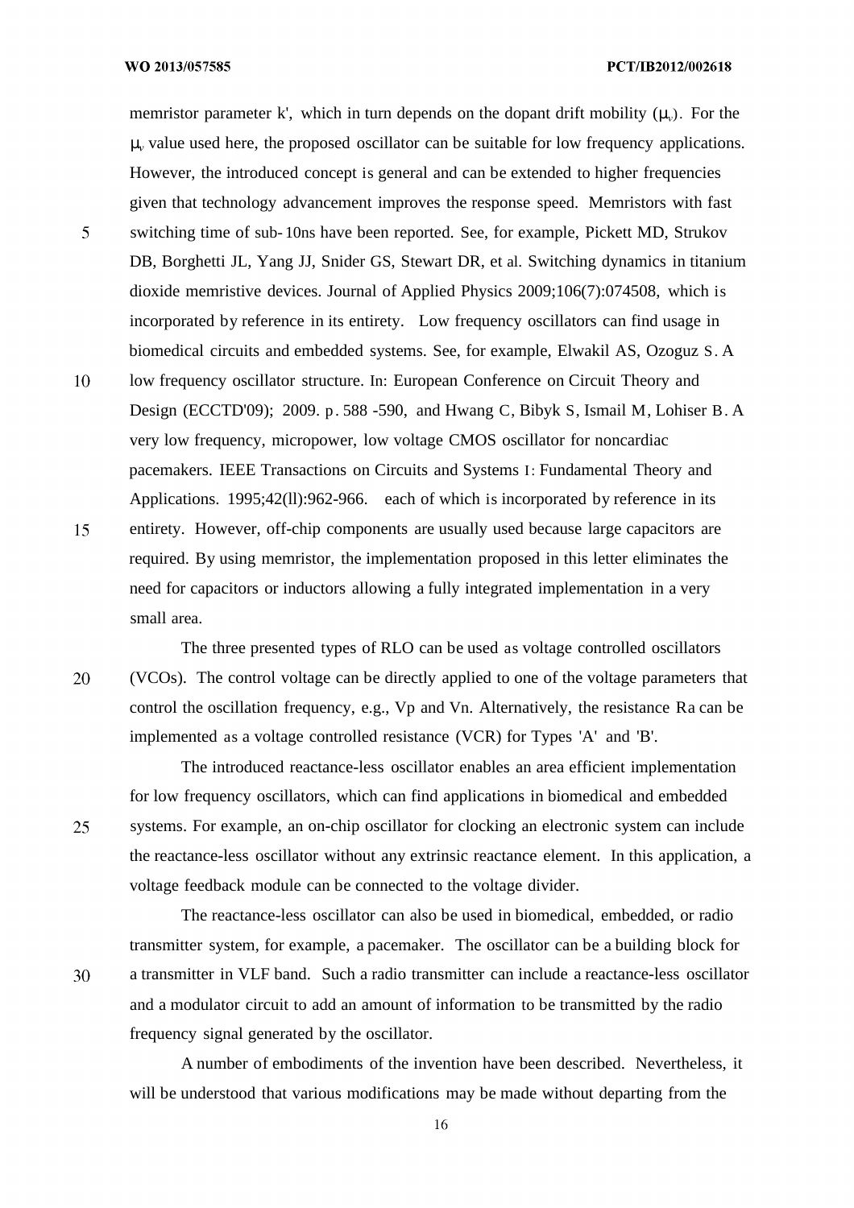memristor parameter k', which in turn depends on the dopant drift mobility ($\mu_v$). For the $\mu_v$ value used here, the proposed oscillator can be suitable for low frequency applications. However, the introduced concept is general and can be extended to higher frequencies given that technology advancement improves the response speed. Memristors with fast switching time of sub-10ns have been reported. See, for example, Pickett MD, Strukov DB, Borghetti JL, Yang JJ, Snider GS, Stewart DR, et al. Switching dynamics in titanium dioxide memristive devices. Journal of Applied Physics 2009;106(7):074508, which is incorporated by reference in its entirety. Low frequency oscillators can find usage in biomedical circuits and embedded systems. See, for example, Elwakil AS, Ozoguz S. A low frequency oscillator structure. In: European Conference on Circuit Theory and Design (ECCTD'09); 2009. p. 588 -590, and Hwang C, Bibyk S, Ismail M, Lohiser B. A very low frequency, micropower, low voltage CMOS oscillator for noncardiac pacemakers. IEEE Transactions on Circuits and Systems I: Fundamental Theory and Applications. 1995;42(ll):962-966. each of which is incorporated by reference in its entirety. However, off-chip components are usually used because large capacitors are required. By using memristor, the implementation proposed in this letter eliminates the need for capacitors or inductors allowing a fully integrated implementation in a very small area.

The three presented types of RLO can be used as voltage controlled oscillators (VCOs). The control voltage can be directly applied to one of the voltage parameters that control the oscillation frequency, e.g., Vp and Vn. Alternatively, the resistance Ra can be implemented as a voltage controlled resistance (VCR) for Types 'A' and 'B'.

The introduced reactance-less oscillator enables an area efficient implementation for low frequency oscillators, which can find applications in biomedical and embedded systems. For example, an on-chip oscillator for clocking an electronic system can include the reactance-less oscillator without any extrinsic reactance element. In this application, a voltage feedback module can be connected to the voltage divider.

The reactance-less oscillator can also be used in biomedical, embedded, or radio transmitter system, for example, a pacemaker. The oscillator can be a building block for a transmitter in VLF band. Such a radio transmitter can include a reactance-less oscillator and a modulator circuit to add an amount of information to be transmitted by the radio frequency signal generated by the oscillator.

A number of embodiments of the invention have been described. Nevertheless, it will be understood that various modifications may be made without departing from the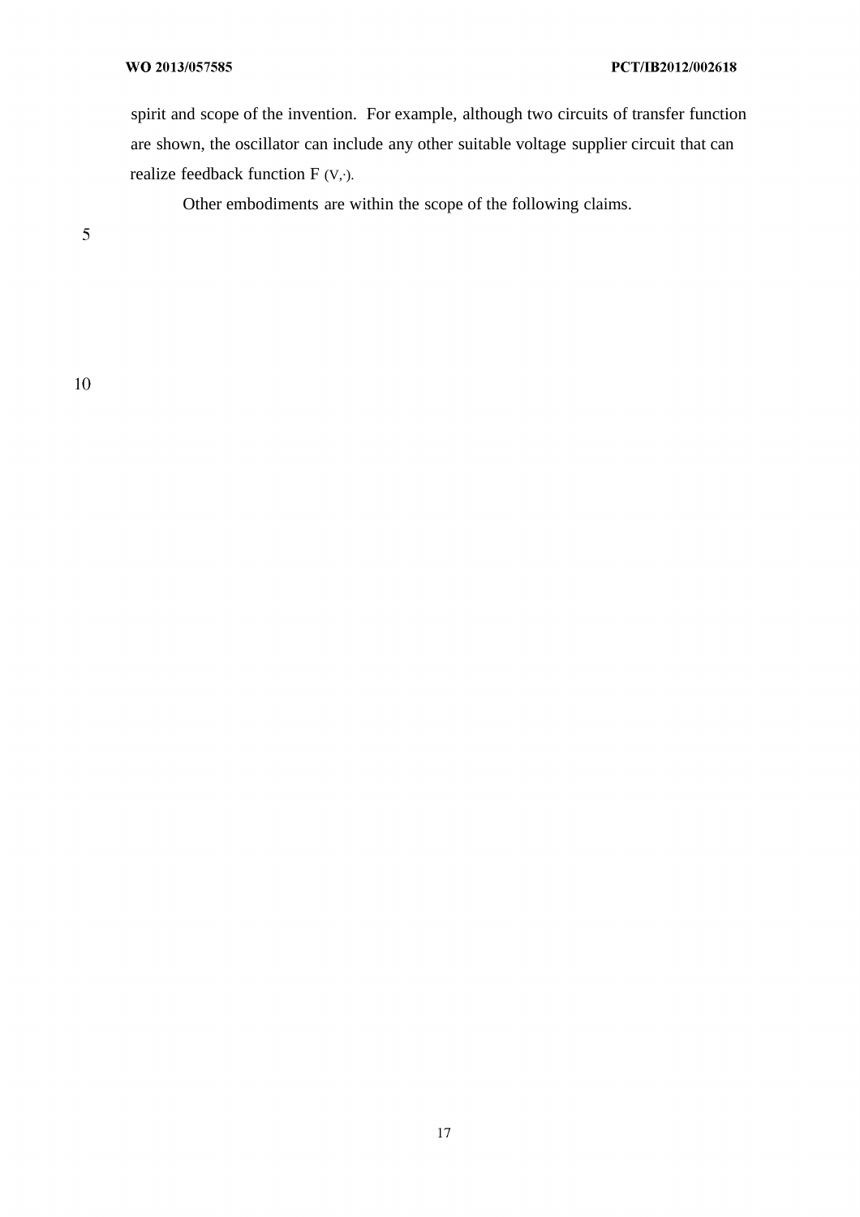spirit and scope of the invention. For example, although two circuits of transfer function are shown, the oscillator can include any other suitable voltage supplier circuit that can realize feedback function $F(V, \cdot)$.

Other embodiments are within the scope of the following claims.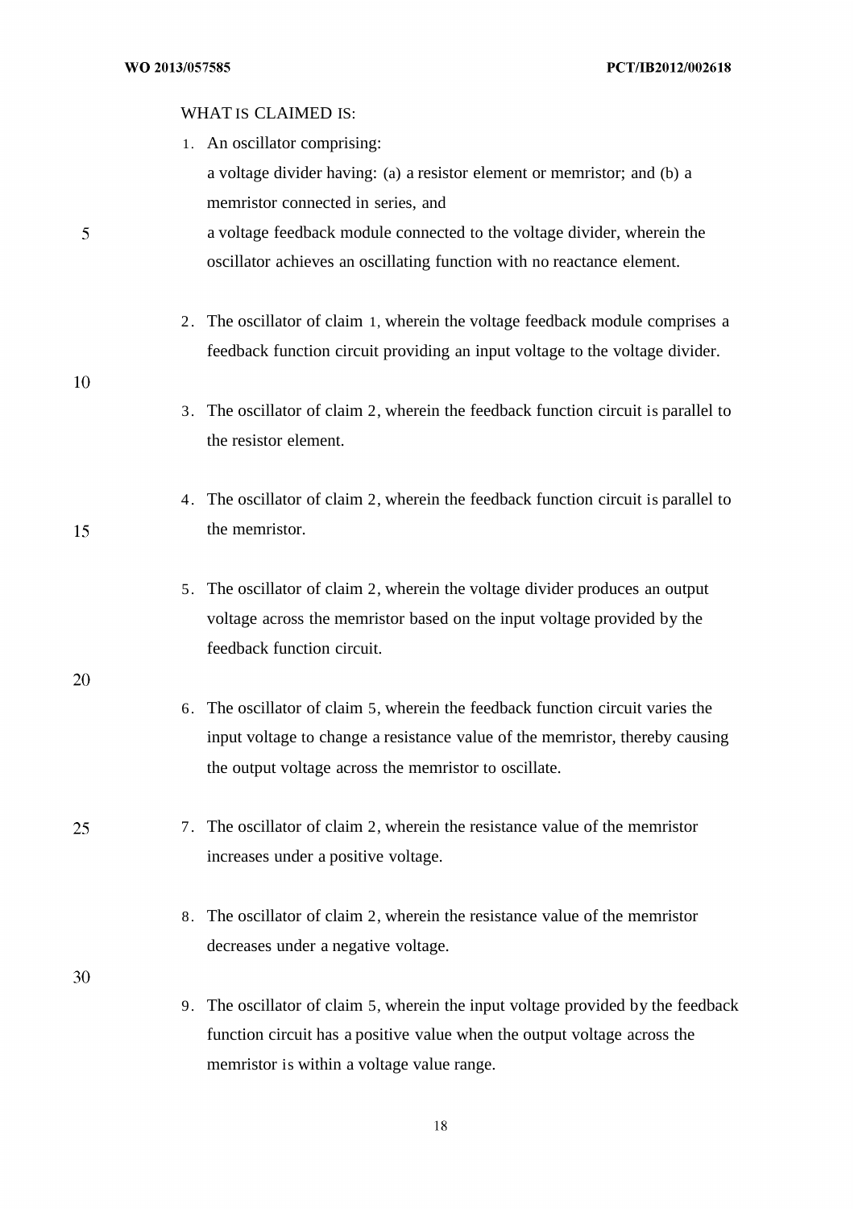WHAT IS CLAIMED IS:

1. An oscillator comprising:
   a voltage divider having: (a) a resistor element or memristor; and (b) a memristor connected in series, and
   a voltage feedback module connected to the voltage divider, wherein the oscillator achieves an oscillating function with no reactance element.

2. The oscillator of claim 1, wherein the voltage feedback module comprises a feedback function circuit providing an input voltage to the voltage divider.

3. The oscillator of claim 2, wherein the feedback function circuit is parallel to the resistor element.

4. The oscillator of claim 2, wherein the feedback function circuit is parallel to the memristor.

5. The oscillator of claim 2, wherein the voltage divider produces an output voltage across the memristor based on the input voltage provided by the feedback function circuit.

6. The oscillator of claim 5, wherein the feedback function circuit varies the input voltage to change a resistance value of the memristor, thereby causing the output voltage across the memristor to oscillate.

7. The oscillator of claim 2, wherein the resistance value of the memristor increases under a positive voltage.

8. The oscillator of claim 2, wherein the resistance value of the memristor decreases under a negative voltage.

9. The oscillator of claim 5, wherein the input voltage provided by the feedback function circuit has a positive value when the output voltage across the memristor is within a voltage value range.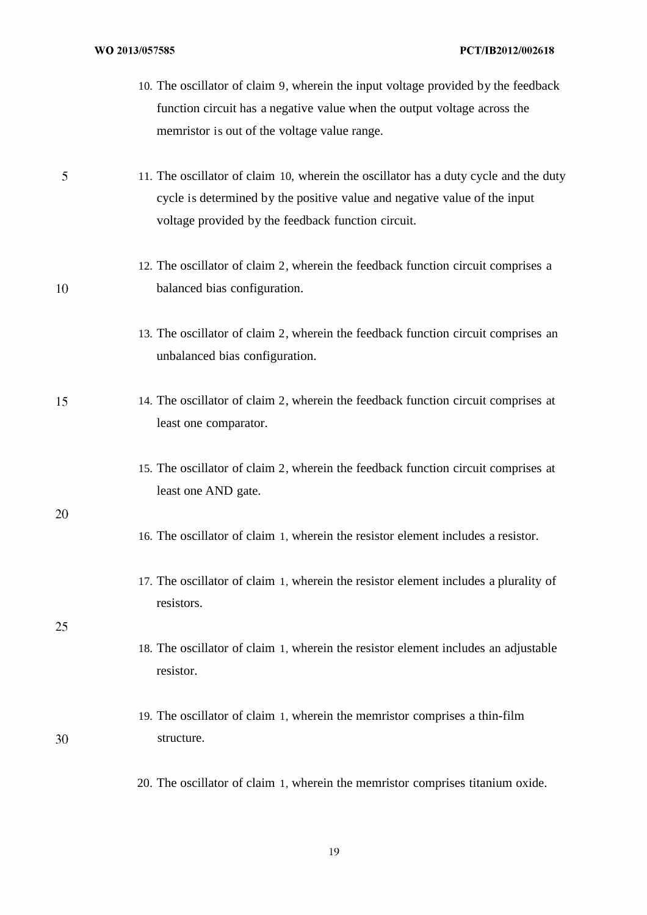10. The oscillator of claim 9, wherein the input voltage provided by the feedback function circuit has a negative value when the output voltage across the memristor is out of the voltage value range.

11. The oscillator of claim 10, wherein the oscillator has a duty cycle and the duty cycle is determined by the positive value and negative value of the input voltage provided by the feedback function circuit.

12. The oscillator of claim 2, wherein the feedback function circuit comprises a balanced bias configuration.

13. The oscillator of claim 2, wherein the feedback function circuit comprises an unbalanced bias configuration.

14. The oscillator of claim 2, wherein the feedback function circuit comprises at least one comparator.

15. The oscillator of claim 2, wherein the feedback function circuit comprises at least one AND gate.

16. The oscillator of claim 1, wherein the resistor element includes a resistor.

17. The oscillator of claim 1, wherein the resistor element includes a plurality of resistors.

18. The oscillator of claim 1, wherein the resistor element includes an adjustable resistor.

19. The oscillator of claim 1, wherein the memristor comprises a thin-film structure.

20. The oscillator of claim 1, wherein the memristor comprises titanium oxide.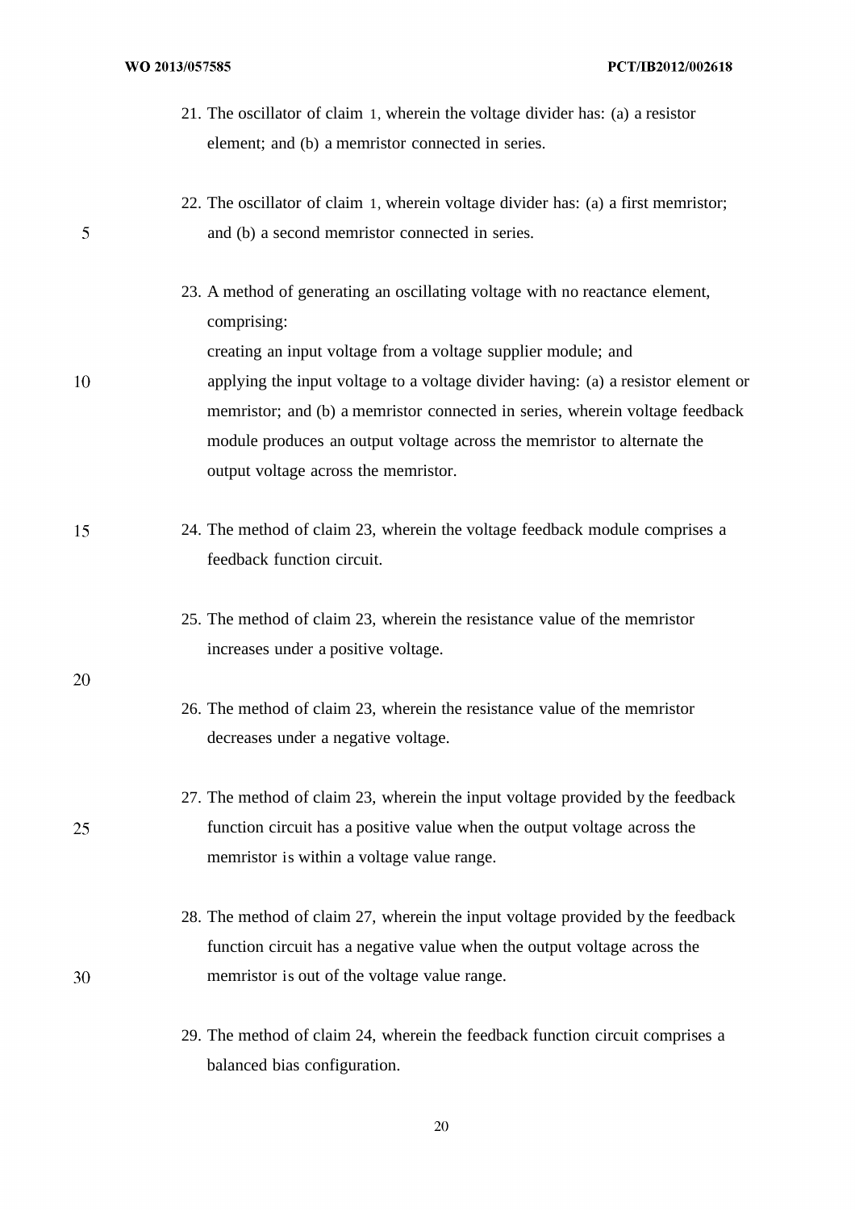21. The oscillator of claim 1, wherein the voltage divider has: (a) a resistor element; and (b) a memristor connected in series.

22. The oscillator of claim 1, wherein voltage divider has: (a) a first memristor; and (b) a second memristor connected in series.

23. A method of generating an oscillating voltage with no reactance element, comprising:
    creating an input voltage from a voltage supplier module; and
    applying the input voltage to a voltage divider having: (a) a resistor element or memristor; and (b) a memristor connected in series, wherein voltage feedback module produces an output voltage across the memristor to alternate the output voltage across the memristor.

24. The method of claim 23, wherein the voltage feedback module comprises a feedback function circuit.

25. The method of claim 23, wherein the resistance value of the memristor increases under a positive voltage.

26. The method of claim 23, wherein the resistance value of the memristor decreases under a negative voltage.

27. The method of claim 23, wherein the input voltage provided by the feedback function circuit has a positive value when the output voltage across the memristor is within a voltage value range.

28. The method of claim 27, wherein the input voltage provided by the feedback function circuit has a negative value when the output voltage across the memristor is out of the voltage value range.

29. The method of claim 24, wherein the feedback function circuit comprises a balanced bias configuration.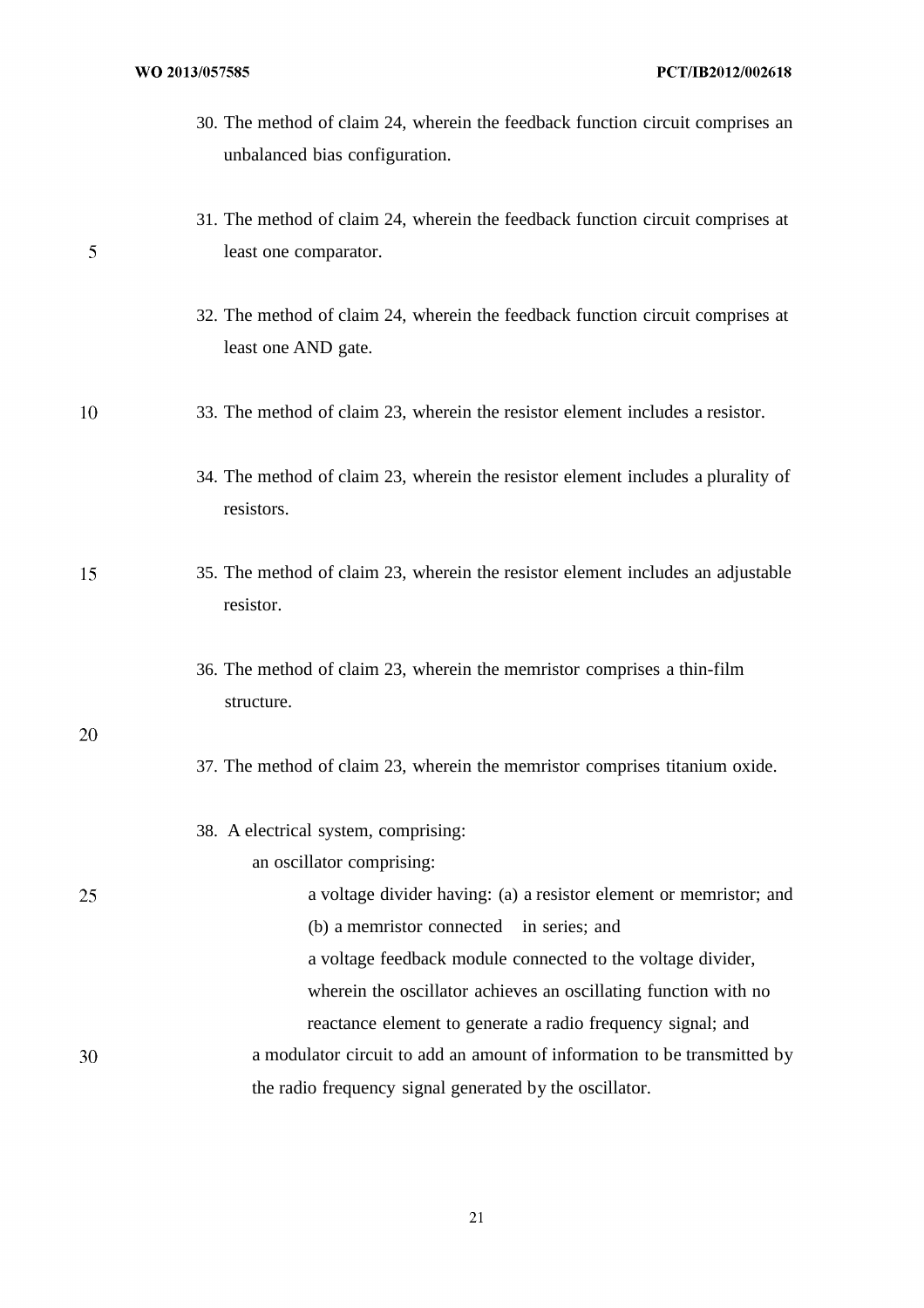30. The method of claim 24, wherein the feedback function circuit comprises an unbalanced bias configuration.

31. The method of claim 24, wherein the feedback function circuit comprises at least one comparator.

32. The method of claim 24, wherein the feedback function circuit comprises at least one AND gate.

33. The method of claim 23, wherein the resistor element includes a resistor.

34. The method of claim 23, wherein the resistor element includes a plurality of resistors.

35. The method of claim 23, wherein the resistor element includes an adjustable resistor.

36. The method of claim 23, wherein the memristor comprises a thin-film structure.

37. The method of claim 23, wherein the memristor comprises titanium oxide.

38. A electrical system, comprising:

    an oscillator comprising:

        a voltage divider having: (a) a resistor element or memristor; and (b) a memristor connected in series; and

        a voltage feedback module connected to the voltage divider, wherein the oscillator achieves an oscillating function with no reactance element to generate a radio frequency signal; and

    a modulator circuit to add an amount of information to be transmitted by the radio frequency signal generated by the oscillator.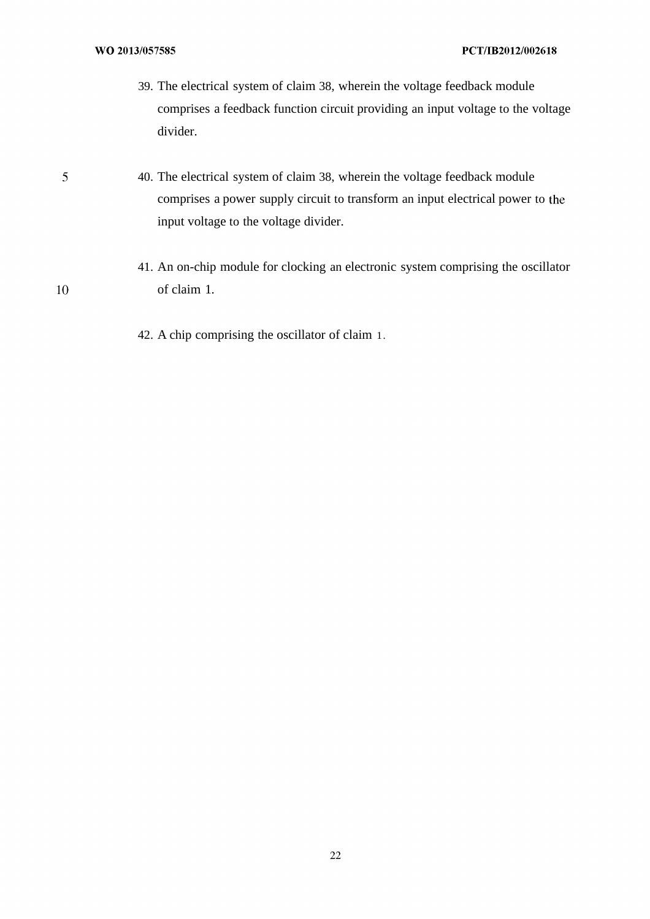39. The electrical system of claim 38, wherein the voltage feedback module comprises a feedback function circuit providing an input voltage to the voltage divider.

40. The electrical system of claim 38, wherein the voltage feedback module comprises a power supply circuit to transform an input electrical power to the input voltage to the voltage divider.

41. An on-chip module for clocking an electronic system comprising the oscillator of claim 1.

42. A chip comprising the oscillator of claim 1.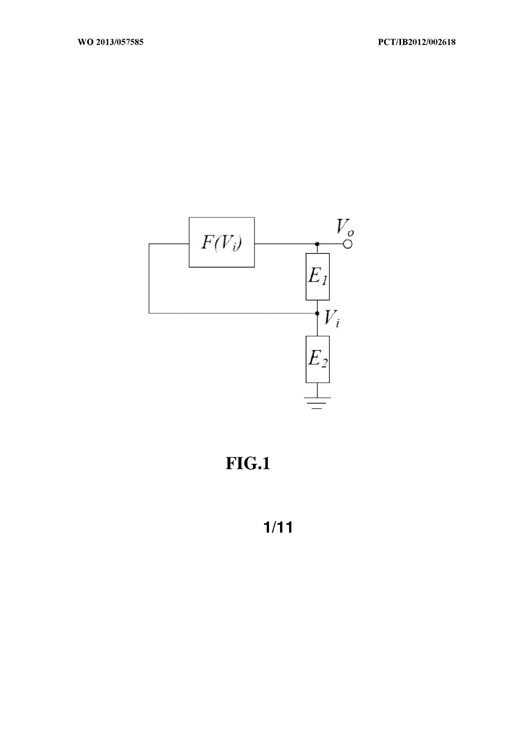$F(V_i)$

$V_o$

$E_1$

$V_i$

$E_2$

**FIG.1**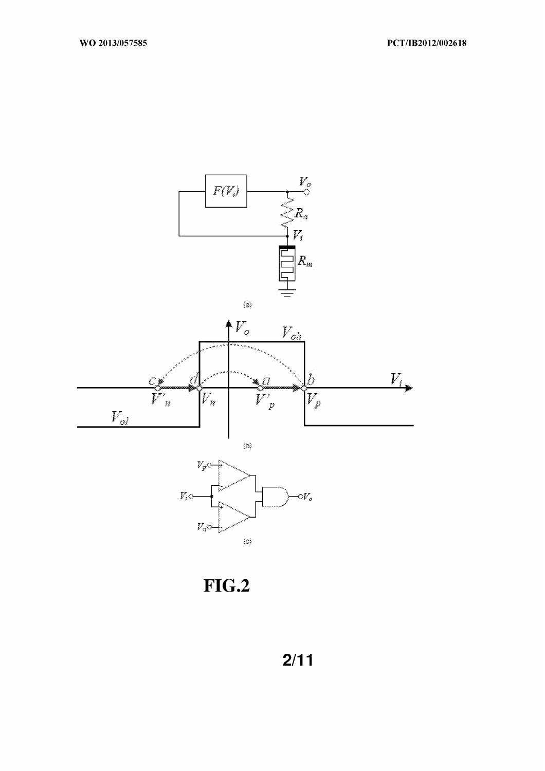$F(V_i)$

$V_o$

$R_a$

$V_i$

$R_m$

(a)

$V_o$

$V_{oh}$

$c$ $d$ $a$ $b$

$V_i$

$V'_n$ $V_n$ $V'_p$ $V_p$

$V_{ol}$

(b)

$V_p$

$V_i$

$V_o$

$V_n$

(c)

**FIG.2**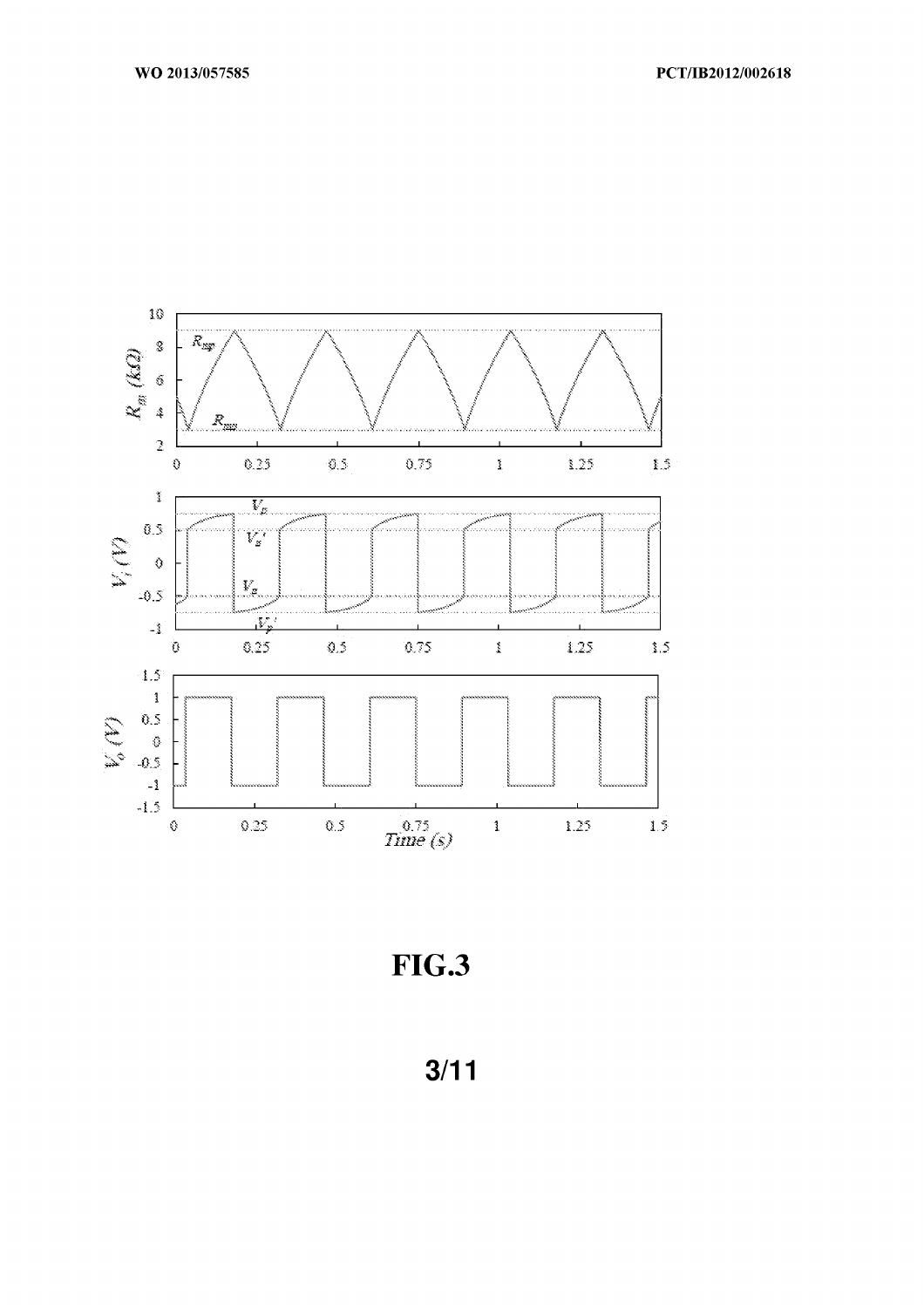$R_M$ $(k\Omega)$

10
8
6
4
2

$R_{off}$

$R_{on}$

0 0.25 0.5 0.75 1 1.25 1.5

$V_i$ $(V)$

1
0.5
0
-0.5
-1

$V_p$

$V_p'$

$V_n$

$V_n'$

0 0.25 0.5 0.75 1 1.25 1.5

$V_o$ $(V)$

1.5
1
0.5
0
-0.5
-1
-1.5

0 0.25 0.5 0.75 1 1.25 1.5

*Time (s)*

**FIG.3**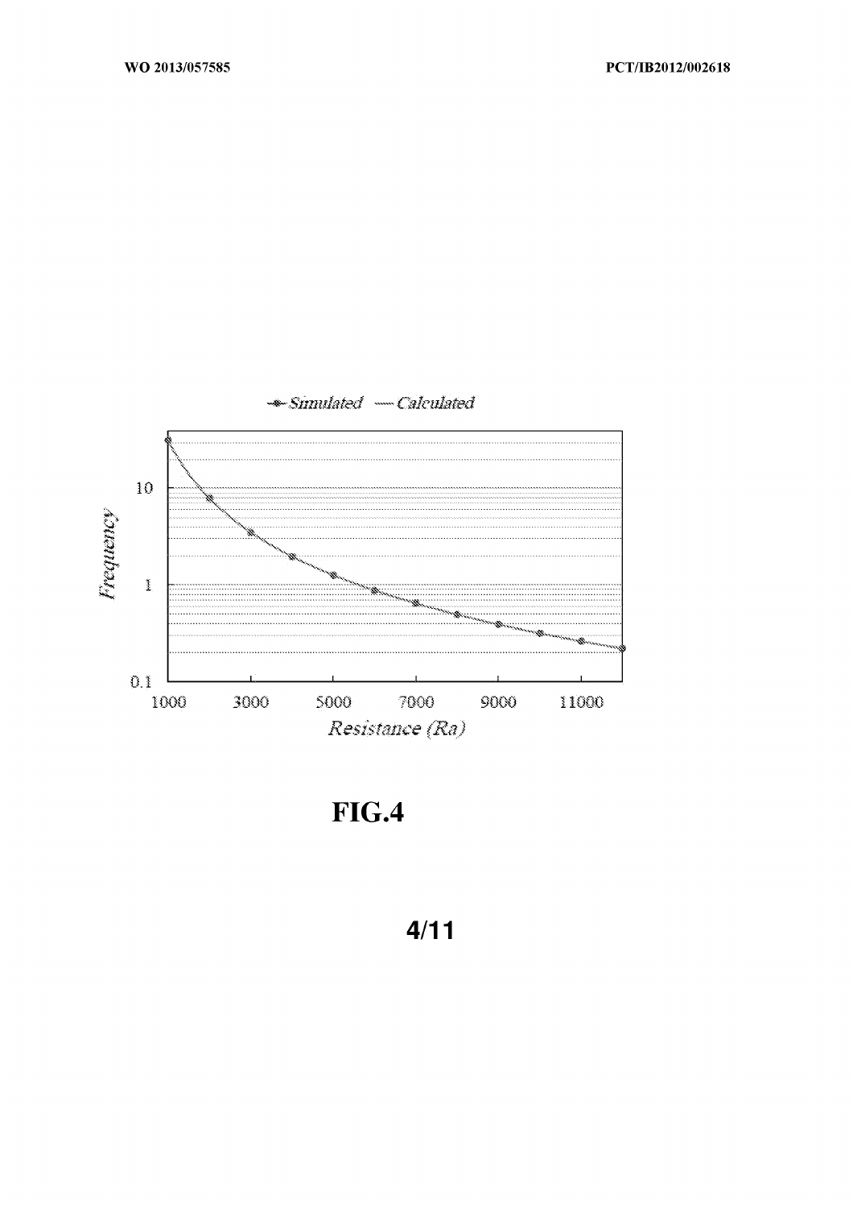Simulated — Calculated

Frequency

10

1

0.1

1000 3000 5000 7000 9000 11000

*Resistance (Ra)*

**FIG.4**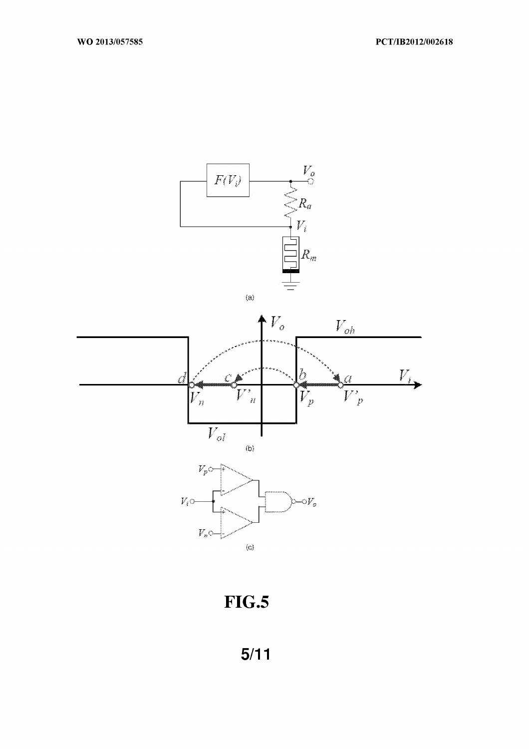$F(V_i)$

$V_o$

$R_a$

$V_i$

$R_m$

(a)

$V_o$

$V_{oh}$

$d$

$c$

$b$

$a$

$V_i$

$V_n$

$V'_n$

$V_p$

$V'_p$

$V_{ol}$

(b)

$V_p$

$V_i$

$V_n$

$V_o$

(c)

**FIG.5**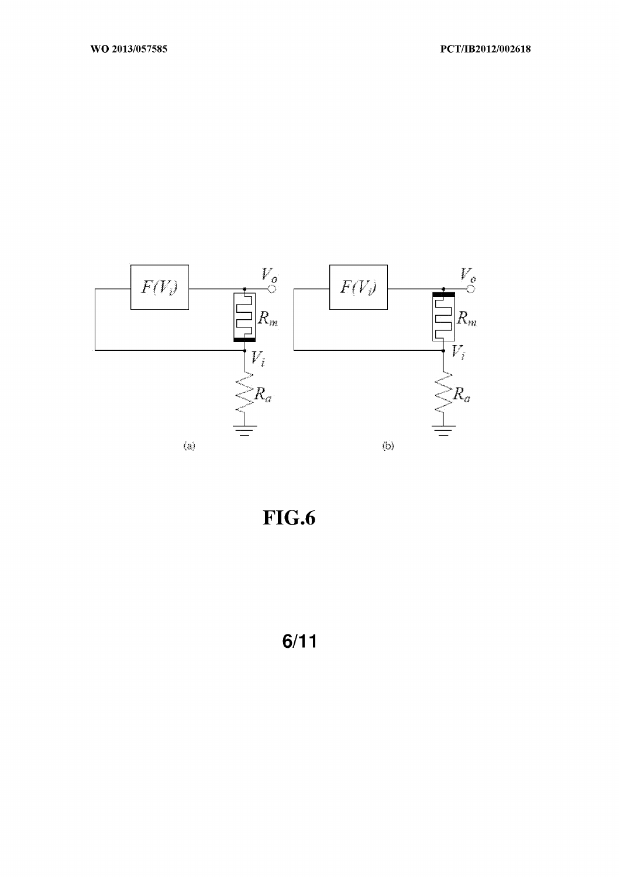$F(V_i)$

$V_o$

$R_m$

$V_i$

$R_a$

(a)

$F(V_i)$

$V_o$

$R_m$

$V_i$

$R_a$

(b)

**FIG.6**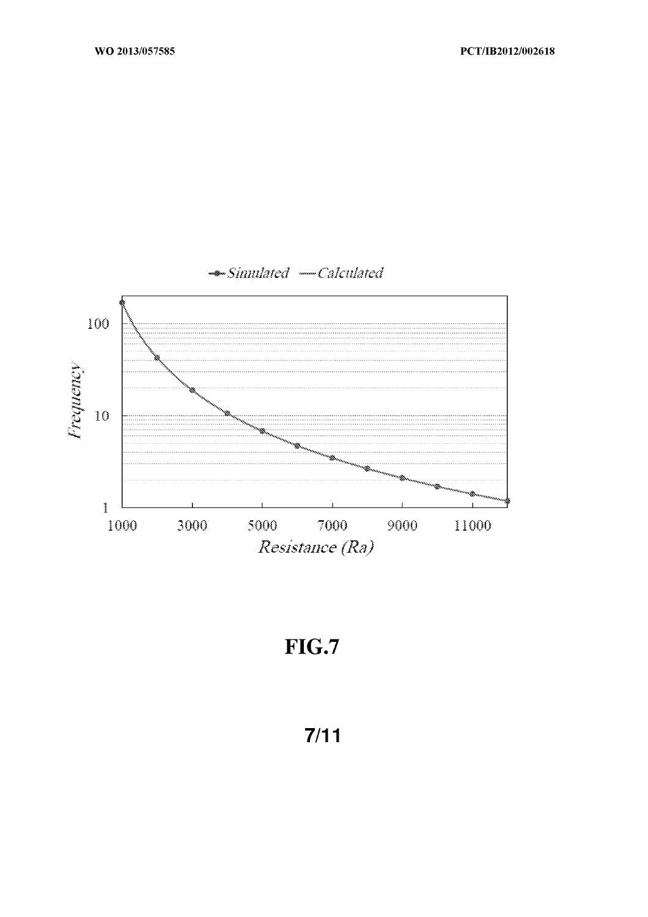Simulated  Calculated

Frequency

100

10

1

1000 3000 5000 7000 9000 11000

Resistance (Ra)

**FIG.7**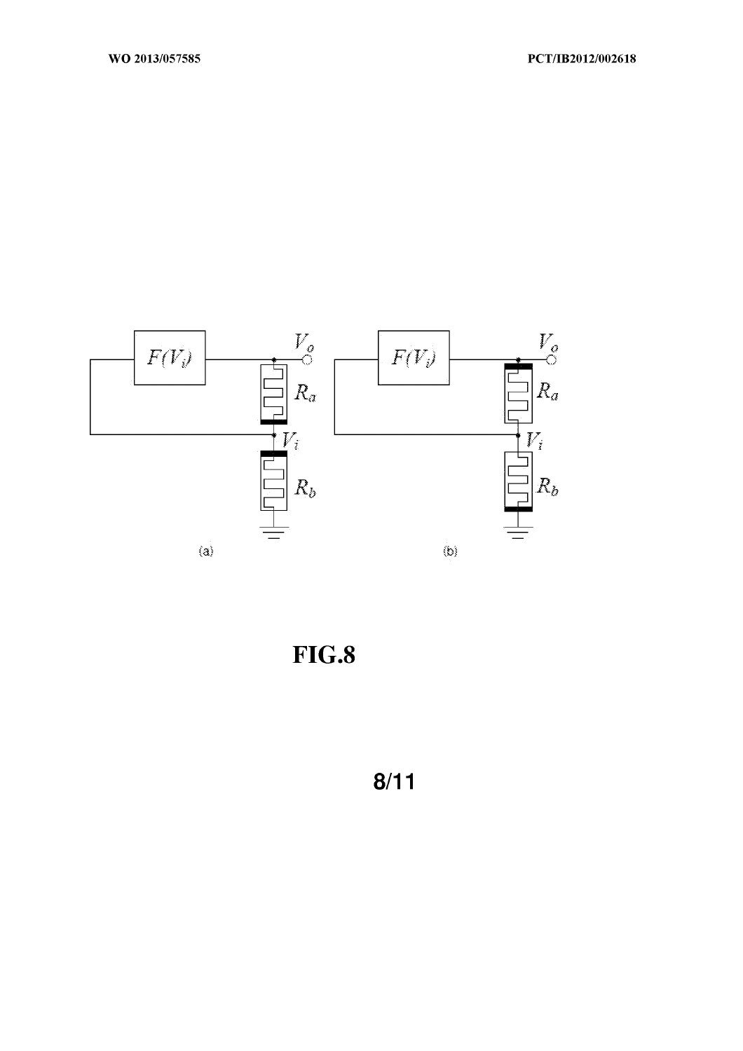FIG.8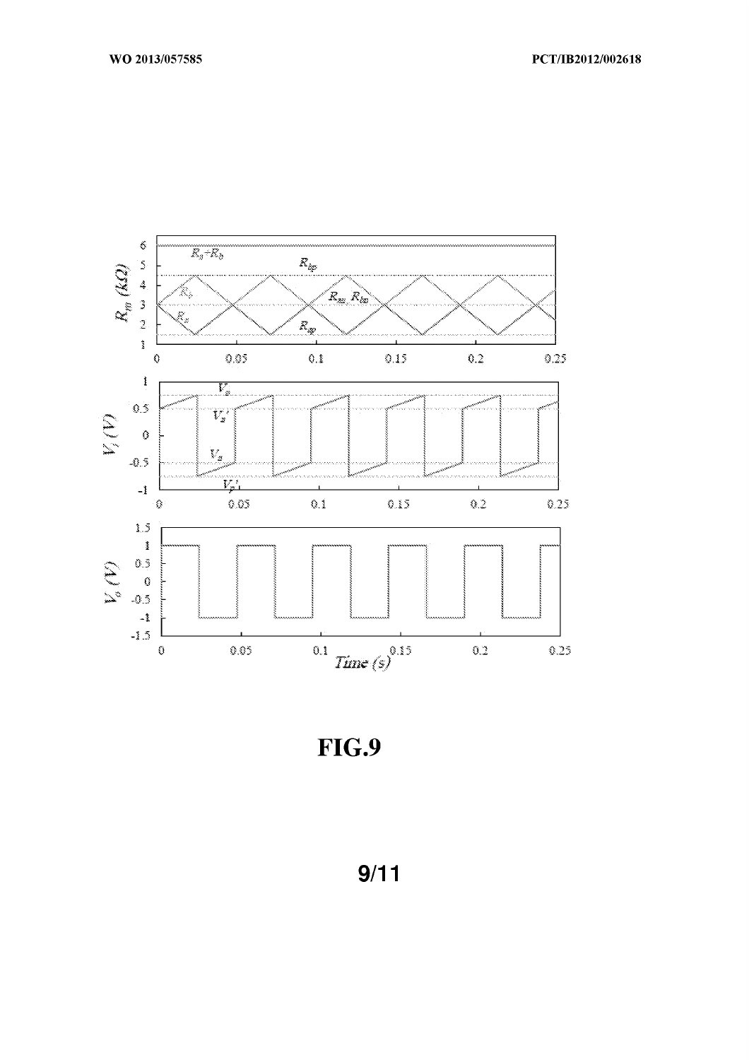$R_a+R_b$

$R_{bp}$

$R_b$

$R_{au}, R_{bu}$

$R_a$

$R_{ap}$

$R_{eff}$ $(k\Omega)$

6
5
4
3
2
1

0 0.05 0.1 0.15 0.2 0.25

$V_s$

$V_s'$

$V_p$

$V_p'$

$V_i$ $(V)$

1
0.5
0
-0.5
-1

0 0.05 0.1 0.15 0.2 0.25

$V_o$ $(V)$

1.5
1
0.5
0
-0.5
-1
-1.5

0 0.05 0.1 0.15 0.2 0.25

*Time (s)*

**FIG.9**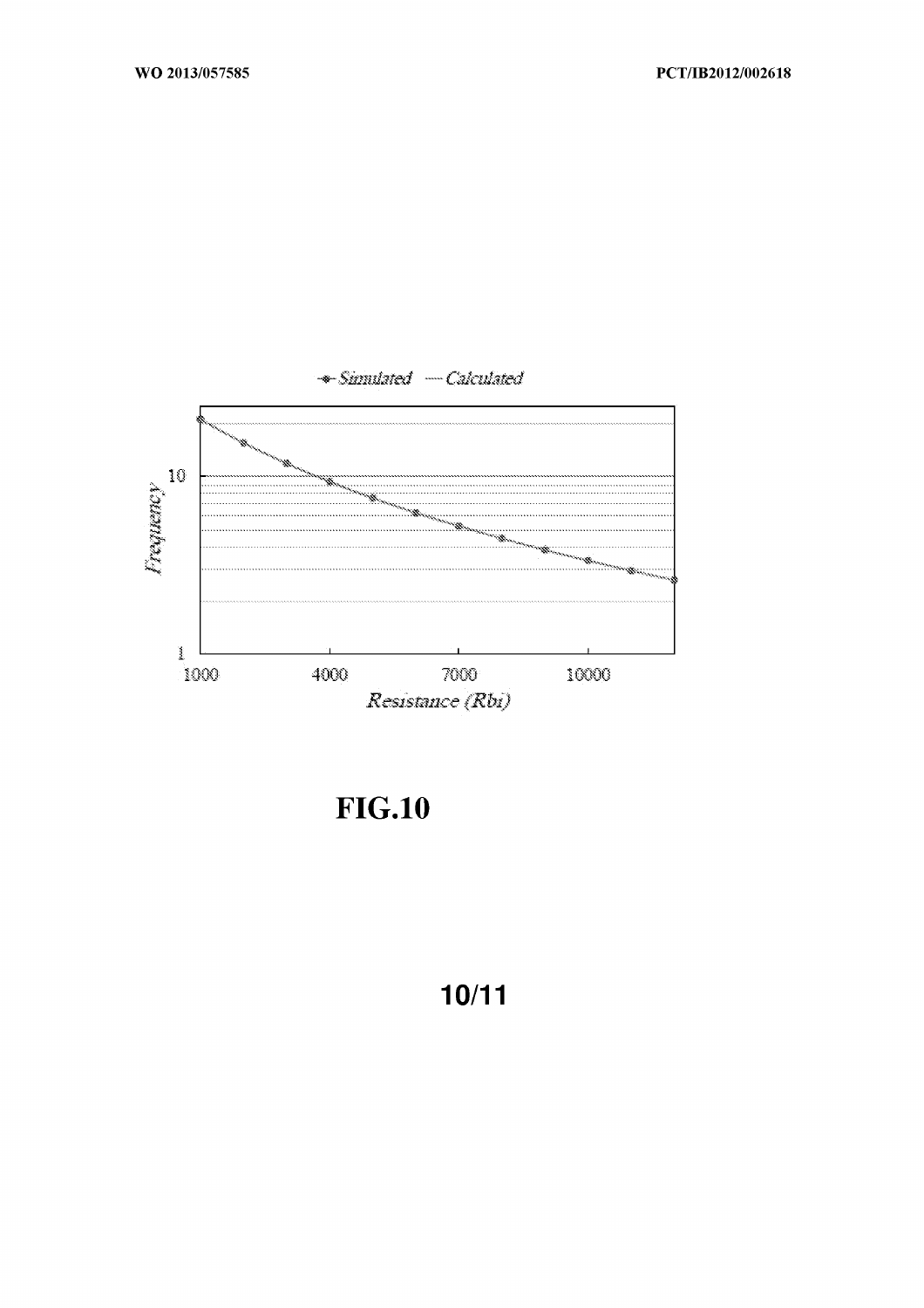Simulated
Calculated

Frequency

10

1

1000
4000
7000
10000

Resistance (Rbi)

**FIG.10**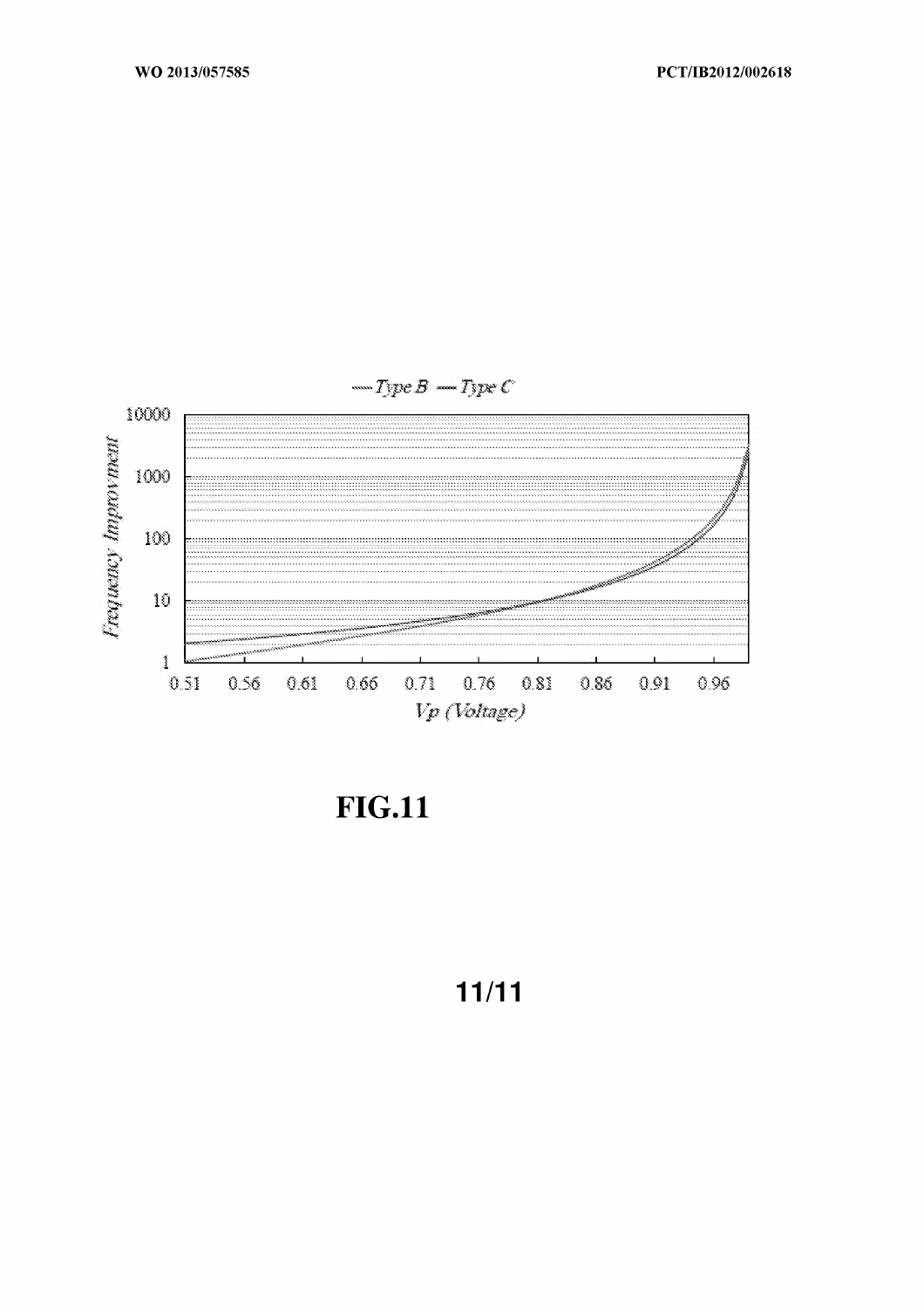—Type B —Type C

Frequency Improvment

10000

1000

100

10

1

0.51 0.56 0.61 0.66 0.71 0.76 0.81 0.86 0.91 0.96

Vp (Voltage)

**FIG.11**